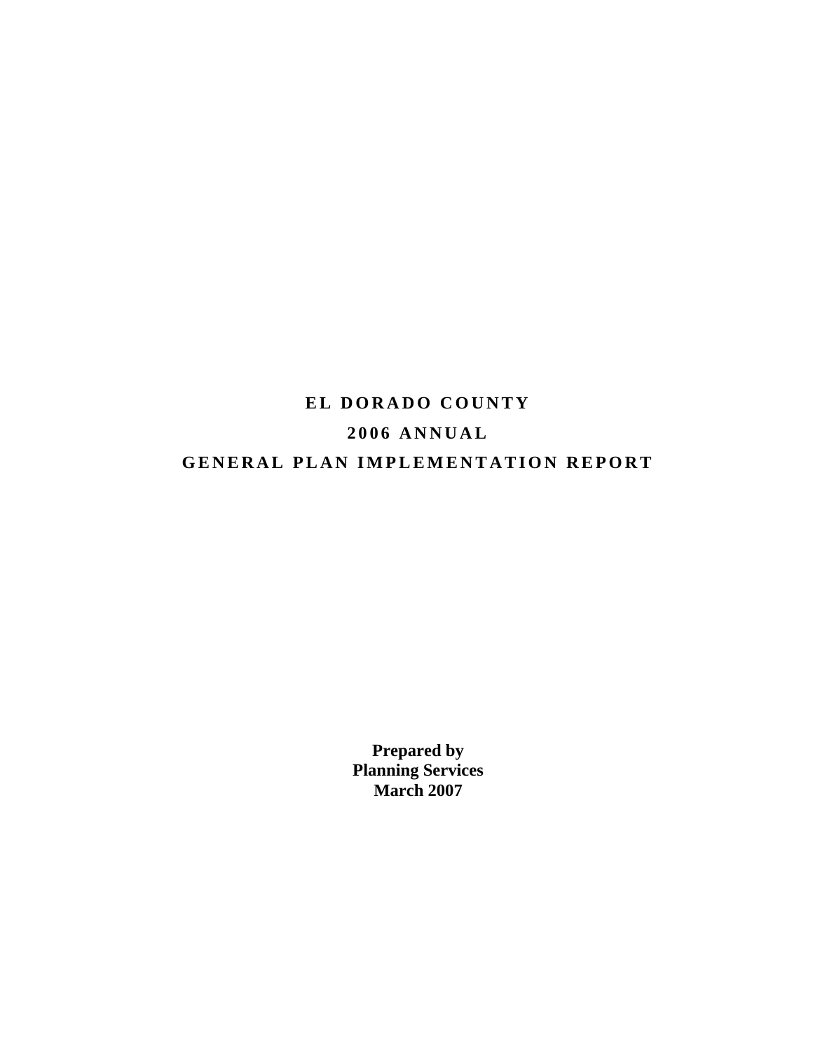# EL DORADO COUNTY

# 2006 ANNUAL

# GENERAL PLAN IMPLEMENTATION REPORT

**Prepared by**
**Planning Services**
**March 2007**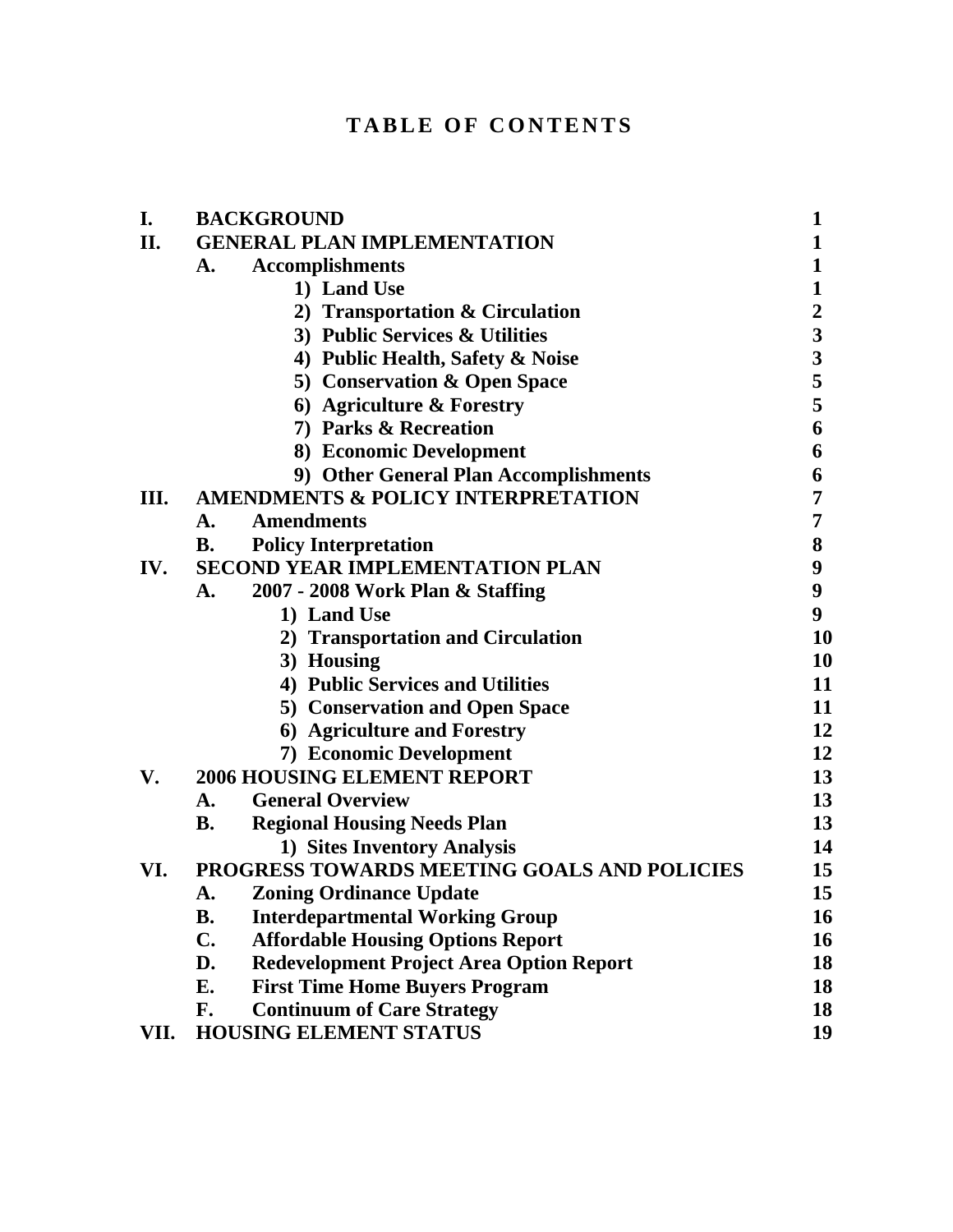# TABLE OF CONTENTS

| | | |
|---|---|---|
| **I.** | **BACKGROUND** | **1** |
| **II.** | **GENERAL PLAN IMPLEMENTATION** | **1** |
| | **A. Accomplishments** | **1** |
| | **1) Land Use** | **1** |
| | **2) Transportation & Circulation** | **2** |
| | **3) Public Services & Utilities** | **3** |
| | **4) Public Health, Safety & Noise** | **3** |
| | **5) Conservation & Open Space** | **5** |
| | **6) Agriculture & Forestry** | **5** |
| | **7) Parks & Recreation** | **6** |
| | **8) Economic Development** | **6** |
| | **9) Other General Plan Accomplishments** | **6** |
| **III.** | **AMENDMENTS & POLICY INTERPRETATION** | **7** |
| | **A. Amendments** | **7** |
| | **B. Policy Interpretation** | **8** |
| **IV.** | **SECOND YEAR IMPLEMENTATION PLAN** | **9** |
| | **A. 2007 - 2008 Work Plan & Staffing** | **9** |
| | **1) Land Use** | **9** |
| | **2) Transportation and Circulation** | **10** |
| | **3) Housing** | **10** |
| | **4) Public Services and Utilities** | **11** |
| | **5) Conservation and Open Space** | **11** |
| | **6) Agriculture and Forestry** | **12** |
| | **7) Economic Development** | **12** |
| **V.** | **2006 HOUSING ELEMENT REPORT** | **13** |
| | **A. General Overview** | **13** |
| | **B. Regional Housing Needs Plan** | **13** |
| | **1) Sites Inventory Analysis** | **14** |
| **VI.** | **PROGRESS TOWARDS MEETING GOALS AND POLICIES** | **15** |
| | **A. Zoning Ordinance Update** | **15** |
| | **B. Interdepartmental Working Group** | **16** |
| | **C. Affordable Housing Options Report** | **16** |
| | **D. Redevelopment Project Area Option Report** | **18** |
| | **E. First Time Home Buyers Program** | **18** |
| | **F. Continuum of Care Strategy** | **18** |
| **VII.** | **HOUSING ELEMENT STATUS** | **19** |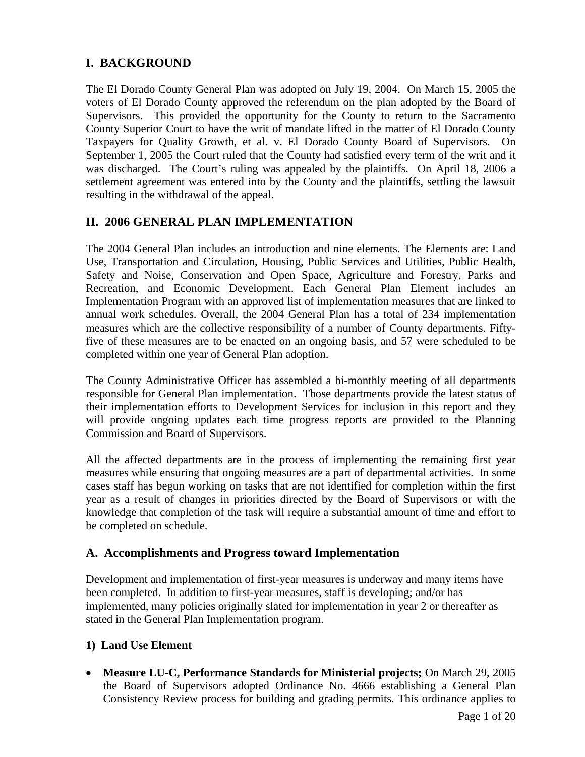## I. BACKGROUND

The El Dorado County General Plan was adopted on July 19, 2004. On March 15, 2005 the voters of El Dorado County approved the referendum on the plan adopted by the Board of Supervisors. This provided the opportunity for the County to return to the Sacramento County Superior Court to have the writ of mandate lifted in the matter of El Dorado County Taxpayers for Quality Growth, et al. v. El Dorado County Board of Supervisors. On September 1, 2005 the Court ruled that the County had satisfied every term of the writ and it was discharged. The Court's ruling was appealed by the plaintiffs. On April 18, 2006 a settlement agreement was entered into by the County and the plaintiffs, settling the lawsuit resulting in the withdrawal of the appeal.

## II. 2006 GENERAL PLAN IMPLEMENTATION

The 2004 General Plan includes an introduction and nine elements. The Elements are: Land Use, Transportation and Circulation, Housing, Public Services and Utilities, Public Health, Safety and Noise, Conservation and Open Space, Agriculture and Forestry, Parks and Recreation, and Economic Development. Each General Plan Element includes an Implementation Program with an approved list of implementation measures that are linked to annual work schedules. Overall, the 2004 General Plan has a total of 234 implementation measures which are the collective responsibility of a number of County departments. Fifty-five of these measures are to be enacted on an ongoing basis, and 57 were scheduled to be completed within one year of General Plan adoption.

The County Administrative Officer has assembled a bi-monthly meeting of all departments responsible for General Plan implementation. Those departments provide the latest status of their implementation efforts to Development Services for inclusion in this report and they will provide ongoing updates each time progress reports are provided to the Planning Commission and Board of Supervisors.

All the affected departments are in the process of implementing the remaining first year measures while ensuring that ongoing measures are a part of departmental activities. In some cases staff has begun working on tasks that are not identified for completion within the first year as a result of changes in priorities directed by the Board of Supervisors or with the knowledge that completion of the task will require a substantial amount of time and effort to be completed on schedule.

### A. Accomplishments and Progress toward Implementation

Development and implementation of first-year measures is underway and many items have been completed. In addition to first-year measures, staff is developing; and/or has implemented, many policies originally slated for implementation in year 2 or thereafter as stated in the General Plan Implementation program.

#### 1) Land Use Element

- **Measure LU-C, Performance Standards for Ministerial projects;** On March 29, 2005 the Board of Supervisors adopted Ordinance No. 4666 establishing a General Plan Consistency Review process for building and grading permits. This ordinance applies to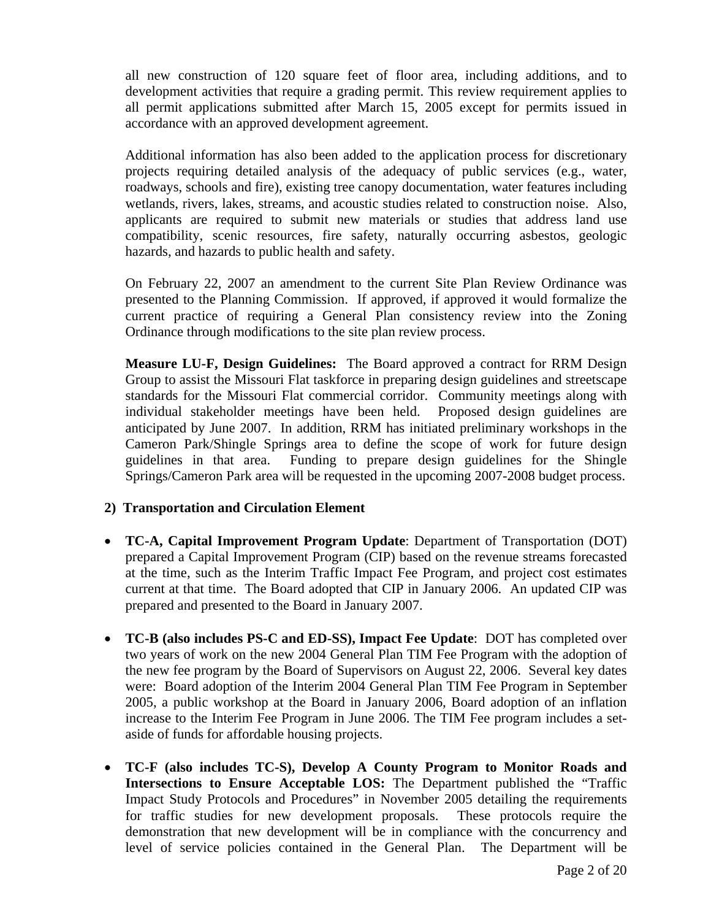all new construction of 120 square feet of floor area, including additions, and to development activities that require a grading permit. This review requirement applies to all permit applications submitted after March 15, 2005 except for permits issued in accordance with an approved development agreement.

Additional information has also been added to the application process for discretionary projects requiring detailed analysis of the adequacy of public services (e.g., water, roadways, schools and fire), existing tree canopy documentation, water features including wetlands, rivers, lakes, streams, and acoustic studies related to construction noise. Also, applicants are required to submit new materials or studies that address land use compatibility, scenic resources, fire safety, naturally occurring asbestos, geologic hazards, and hazards to public health and safety.

On February 22, 2007 an amendment to the current Site Plan Review Ordinance was presented to the Planning Commission. If approved, if approved it would formalize the current practice of requiring a General Plan consistency review into the Zoning Ordinance through modifications to the site plan review process.

**Measure LU-F, Design Guidelines:** The Board approved a contract for RRM Design Group to assist the Missouri Flat taskforce in preparing design guidelines and streetscape standards for the Missouri Flat commercial corridor. Community meetings along with individual stakeholder meetings have been held. Proposed design guidelines are anticipated by June 2007. In addition, RRM has initiated preliminary workshops in the Cameron Park/Shingle Springs area to define the scope of work for future design guidelines in that area. Funding to prepare design guidelines for the Shingle Springs/Cameron Park area will be requested in the upcoming 2007-2008 budget process.

**2) Transportation and Circulation Element**

- **TC-A, Capital Improvement Program Update**: Department of Transportation (DOT) prepared a Capital Improvement Program (CIP) based on the revenue streams forecasted at the time, such as the Interim Traffic Impact Fee Program, and project cost estimates current at that time. The Board adopted that CIP in January 2006. An updated CIP was prepared and presented to the Board in January 2007.

- **TC-B (also includes PS-C and ED-SS), Impact Fee Update**: DOT has completed over two years of work on the new 2004 General Plan TIM Fee Program with the adoption of the new fee program by the Board of Supervisors on August 22, 2006. Several key dates were: Board adoption of the Interim 2004 General Plan TIM Fee Program in September 2005, a public workshop at the Board in January 2006, Board adoption of an inflation increase to the Interim Fee Program in June 2006. The TIM Fee program includes a set-aside of funds for affordable housing projects.

- **TC-F (also includes TC-S), Develop A County Program to Monitor Roads and Intersections to Ensure Acceptable LOS:** The Department published the "Traffic Impact Study Protocols and Procedures" in November 2005 detailing the requirements for traffic studies for new development proposals. These protocols require the demonstration that new development will be in compliance with the concurrency and level of service policies contained in the General Plan. The Department will be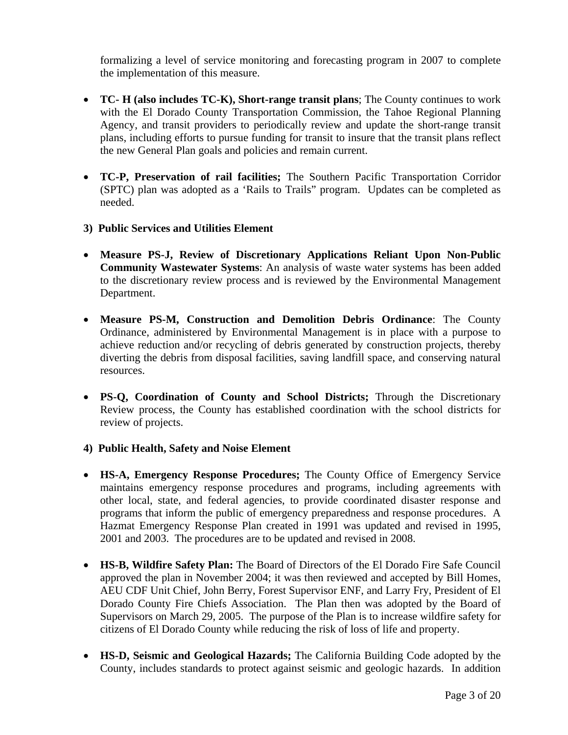formalizing a level of service monitoring and forecasting program in 2007 to complete the implementation of this measure.

- **TC- H (also includes TC-K), Short-range transit plans**; The County continues to work with the El Dorado County Transportation Commission, the Tahoe Regional Planning Agency, and transit providers to periodically review and update the short-range transit plans, including efforts to pursue funding for transit to insure that the transit plans reflect the new General Plan goals and policies and remain current.

- **TC-P, Preservation of rail facilities;** The Southern Pacific Transportation Corridor (SPTC) plan was adopted as a 'Rails to Trails" program. Updates can be completed as needed.

**3) Public Services and Utilities Element**

- **Measure PS-J, Review of Discretionary Applications Reliant Upon Non-Public Community Wastewater Systems**: An analysis of waste water systems has been added to the discretionary review process and is reviewed by the Environmental Management Department.

- **Measure PS-M, Construction and Demolition Debris Ordinance**: The County Ordinance, administered by Environmental Management is in place with a purpose to achieve reduction and/or recycling of debris generated by construction projects, thereby diverting the debris from disposal facilities, saving landfill space, and conserving natural resources.

- **PS-Q, Coordination of County and School Districts;** Through the Discretionary Review process, the County has established coordination with the school districts for review of projects.

**4) Public Health, Safety and Noise Element**

- **HS-A, Emergency Response Procedures;** The County Office of Emergency Service maintains emergency response procedures and programs, including agreements with other local, state, and federal agencies, to provide coordinated disaster response and programs that inform the public of emergency preparedness and response procedures. A Hazmat Emergency Response Plan created in 1991 was updated and revised in 1995, 2001 and 2003. The procedures are to be updated and revised in 2008.

- **HS-B, Wildfire Safety Plan:** The Board of Directors of the El Dorado Fire Safe Council approved the plan in November 2004; it was then reviewed and accepted by Bill Homes, AEU CDF Unit Chief, John Berry, Forest Supervisor ENF, and Larry Fry, President of El Dorado County Fire Chiefs Association. The Plan then was adopted by the Board of Supervisors on March 29, 2005. The purpose of the Plan is to increase wildfire safety for citizens of El Dorado County while reducing the risk of loss of life and property.

- **HS-D, Seismic and Geological Hazards;** The California Building Code adopted by the County, includes standards to protect against seismic and geologic hazards. In addition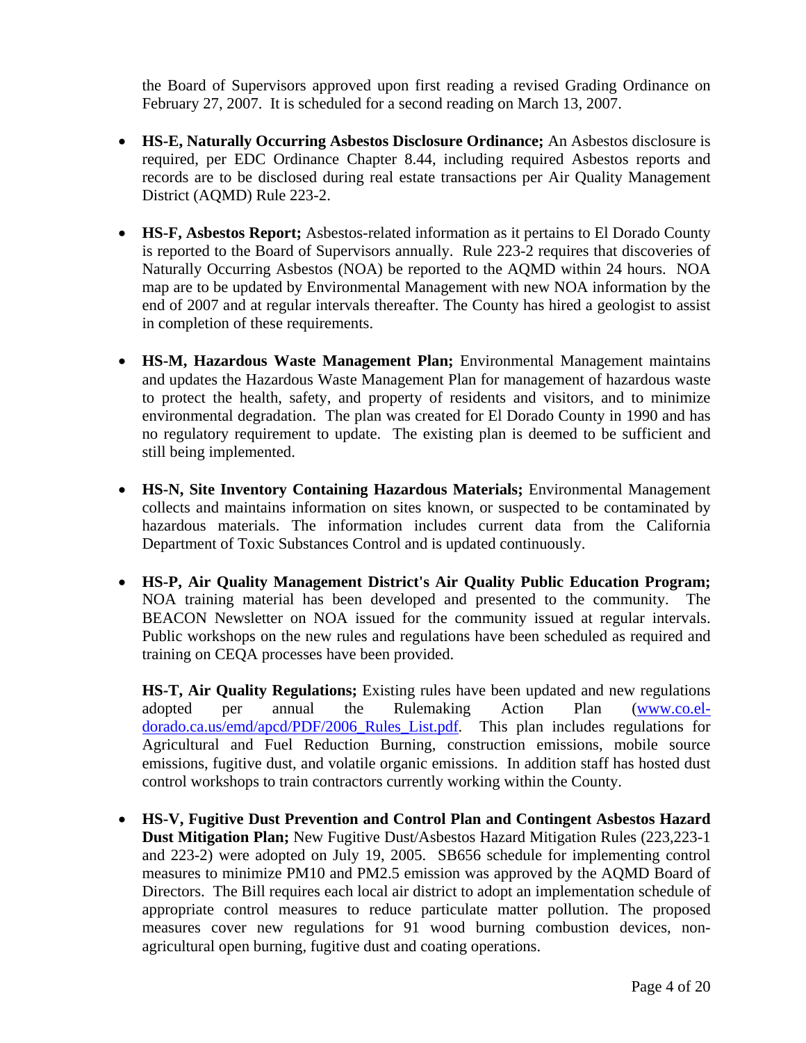the Board of Supervisors approved upon first reading a revised Grading Ordinance on February 27, 2007. It is scheduled for a second reading on March 13, 2007.

- **HS-E, Naturally Occurring Asbestos Disclosure Ordinance;** An Asbestos disclosure is required, per EDC Ordinance Chapter 8.44, including required Asbestos reports and records are to be disclosed during real estate transactions per Air Quality Management District (AQMD) Rule 223-2.

- **HS-F, Asbestos Report;** Asbestos-related information as it pertains to El Dorado County is reported to the Board of Supervisors annually. Rule 223-2 requires that discoveries of Naturally Occurring Asbestos (NOA) be reported to the AQMD within 24 hours. NOA map are to be updated by Environmental Management with new NOA information by the end of 2007 and at regular intervals thereafter. The County has hired a geologist to assist in completion of these requirements.

- **HS-M, Hazardous Waste Management Plan;** Environmental Management maintains and updates the Hazardous Waste Management Plan for management of hazardous waste to protect the health, safety, and property of residents and visitors, and to minimize environmental degradation. The plan was created for El Dorado County in 1990 and has no regulatory requirement to update. The existing plan is deemed to be sufficient and still being implemented.

- **HS-N, Site Inventory Containing Hazardous Materials;** Environmental Management collects and maintains information on sites known, or suspected to be contaminated by hazardous materials. The information includes current data from the California Department of Toxic Substances Control and is updated continuously.

- **HS-P, Air Quality Management District's Air Quality Public Education Program;** NOA training material has been developed and presented to the community. The BEACON Newsletter on NOA issued for the community issued at regular intervals. Public workshops on the new rules and regulations have been scheduled as required and training on CEQA processes have been provided.

  **HS-T, Air Quality Regulations;** Existing rules have been updated and new regulations adopted per annual the Rulemaking Action Plan ([www.co.el-dorado.ca.us/emd/apcd/PDF/2006_Rules_List.pdf](www.co.el-dorado.ca.us/emd/apcd/PDF/2006_Rules_List.pdf)). This plan includes regulations for Agricultural and Fuel Reduction Burning, construction emissions, mobile source emissions, fugitive dust, and volatile organic emissions. In addition staff has hosted dust control workshops to train contractors currently working within the County.

- **HS-V, Fugitive Dust Prevention and Control Plan and Contingent Asbestos Hazard Dust Mitigation Plan;** New Fugitive Dust/Asbestos Hazard Mitigation Rules (223,223-1 and 223-2) were adopted on July 19, 2005. SB656 schedule for implementing control measures to minimize PM10 and PM2.5 emission was approved by the AQMD Board of Directors. The Bill requires each local air district to adopt an implementation schedule of appropriate control measures to reduce particulate matter pollution. The proposed measures cover new regulations for 91 wood burning combustion devices, non-agricultural open burning, fugitive dust and coating operations.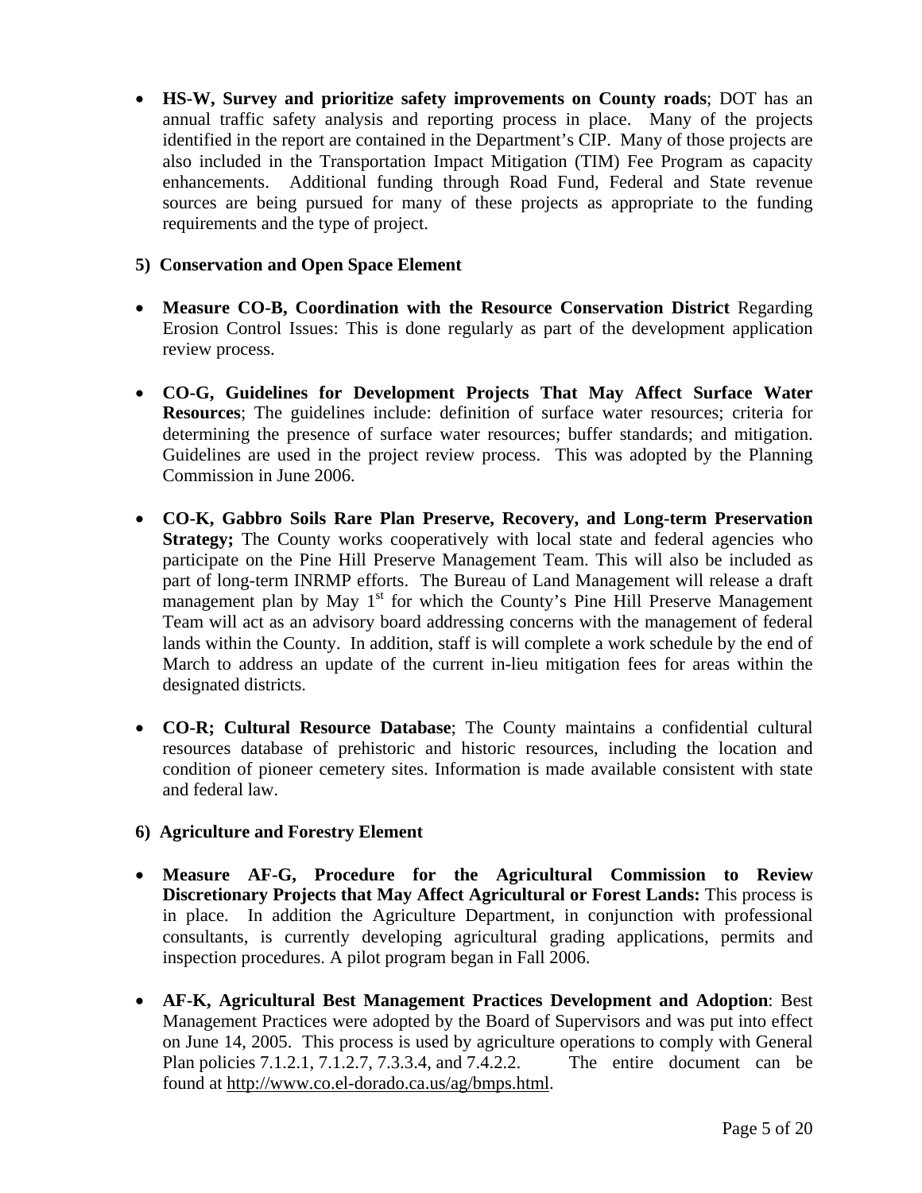- **HS-W, Survey and prioritize safety improvements on County roads**; DOT has an annual traffic safety analysis and reporting process in place. Many of the projects identified in the report are contained in the Department's CIP. Many of those projects are also included in the Transportation Impact Mitigation (TIM) Fee Program as capacity enhancements. Additional funding through Road Fund, Federal and State revenue sources are being pursued for many of these projects as appropriate to the funding requirements and the type of project.

**5) Conservation and Open Space Element**

- **Measure CO-B, Coordination with the Resource Conservation District** Regarding Erosion Control Issues: This is done regularly as part of the development application review process.

- **CO-G, Guidelines for Development Projects That May Affect Surface Water Resources**; The guidelines include: definition of surface water resources; criteria for determining the presence of surface water resources; buffer standards; and mitigation. Guidelines are used in the project review process. This was adopted by the Planning Commission in June 2006.

- **CO-K, Gabbro Soils Rare Plan Preserve, Recovery, and Long-term Preservation Strategy;** The County works cooperatively with local state and federal agencies who participate on the Pine Hill Preserve Management Team. This will also be included as part of long-term INRMP efforts. The Bureau of Land Management will release a draft management plan by May 1st for which the County's Pine Hill Preserve Management Team will act as an advisory board addressing concerns with the management of federal lands within the County. In addition, staff is will complete a work schedule by the end of March to address an update of the current in-lieu mitigation fees for areas within the designated districts.

- **CO-R; Cultural Resource Database**; The County maintains a confidential cultural resources database of prehistoric and historic resources, including the location and condition of pioneer cemetery sites. Information is made available consistent with state and federal law.

**6) Agriculture and Forestry Element**

- **Measure AF-G, Procedure for the Agricultural Commission to Review Discretionary Projects that May Affect Agricultural or Forest Lands:** This process is in place. In addition the Agriculture Department, in conjunction with professional consultants, is currently developing agricultural grading applications, permits and inspection procedures. A pilot program began in Fall 2006.

- **AF-K, Agricultural Best Management Practices Development and Adoption**: Best Management Practices were adopted by the Board of Supervisors and was put into effect on June 14, 2005. This process is used by agriculture operations to comply with General Plan policies 7.1.2.1, 7.1.2.7, 7.3.3.4, and 7.4.2.2. The entire document can be found at http://www.co.el-dorado.ca.us/ag/bmps.html.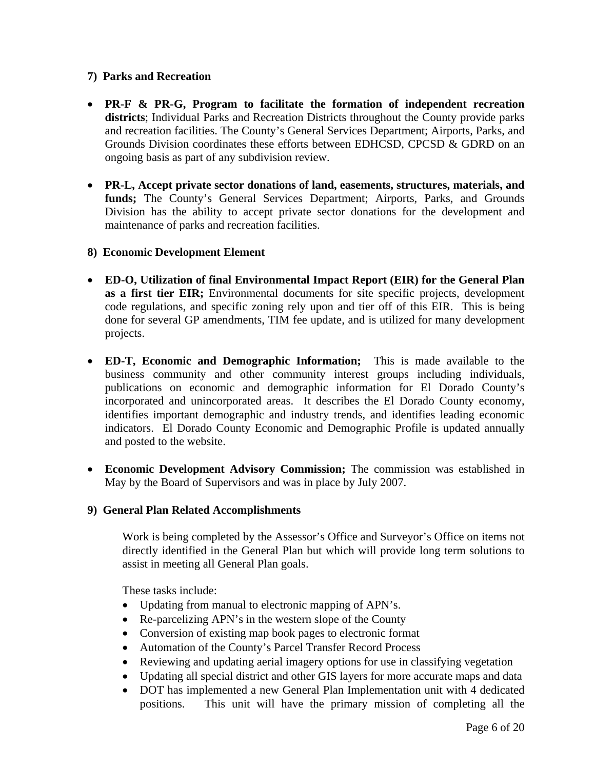**7) Parks and Recreation**

- **PR-F & PR-G, Program to facilitate the formation of independent recreation districts**; Individual Parks and Recreation Districts throughout the County provide parks and recreation facilities. The County's General Services Department; Airports, Parks, and Grounds Division coordinates these efforts between EDHCSD, CPCSD & GDRD on an ongoing basis as part of any subdivision review.

- **PR-L, Accept private sector donations of land, easements, structures, materials, and funds;** The County's General Services Department; Airports, Parks, and Grounds Division has the ability to accept private sector donations for the development and maintenance of parks and recreation facilities.

**8) Economic Development Element**

- **ED-O, Utilization of final Environmental Impact Report (EIR) for the General Plan as a first tier EIR;** Environmental documents for site specific projects, development code regulations, and specific zoning rely upon and tier off of this EIR. This is being done for several GP amendments, TIM fee update, and is utilized for many development projects.

- **ED-T, Economic and Demographic Information;** This is made available to the business community and other community interest groups including individuals, publications on economic and demographic information for El Dorado County's incorporated and unincorporated areas. It describes the El Dorado County economy, identifies important demographic and industry trends, and identifies leading economic indicators. El Dorado County Economic and Demographic Profile is updated annually and posted to the website.

- **Economic Development Advisory Commission;** The commission was established in May by the Board of Supervisors and was in place by July 2007.

**9) General Plan Related Accomplishments**

Work is being completed by the Assessor's Office and Surveyor's Office on items not directly identified in the General Plan but which will provide long term solutions to assist in meeting all General Plan goals.

These tasks include:

- Updating from manual to electronic mapping of APN's.
- Re-parcelizing APN's in the western slope of the County
- Conversion of existing map book pages to electronic format
- Automation of the County's Parcel Transfer Record Process
- Reviewing and updating aerial imagery options for use in classifying vegetation
- Updating all special district and other GIS layers for more accurate maps and data
- DOT has implemented a new General Plan Implementation unit with 4 dedicated positions. This unit will have the primary mission of completing all the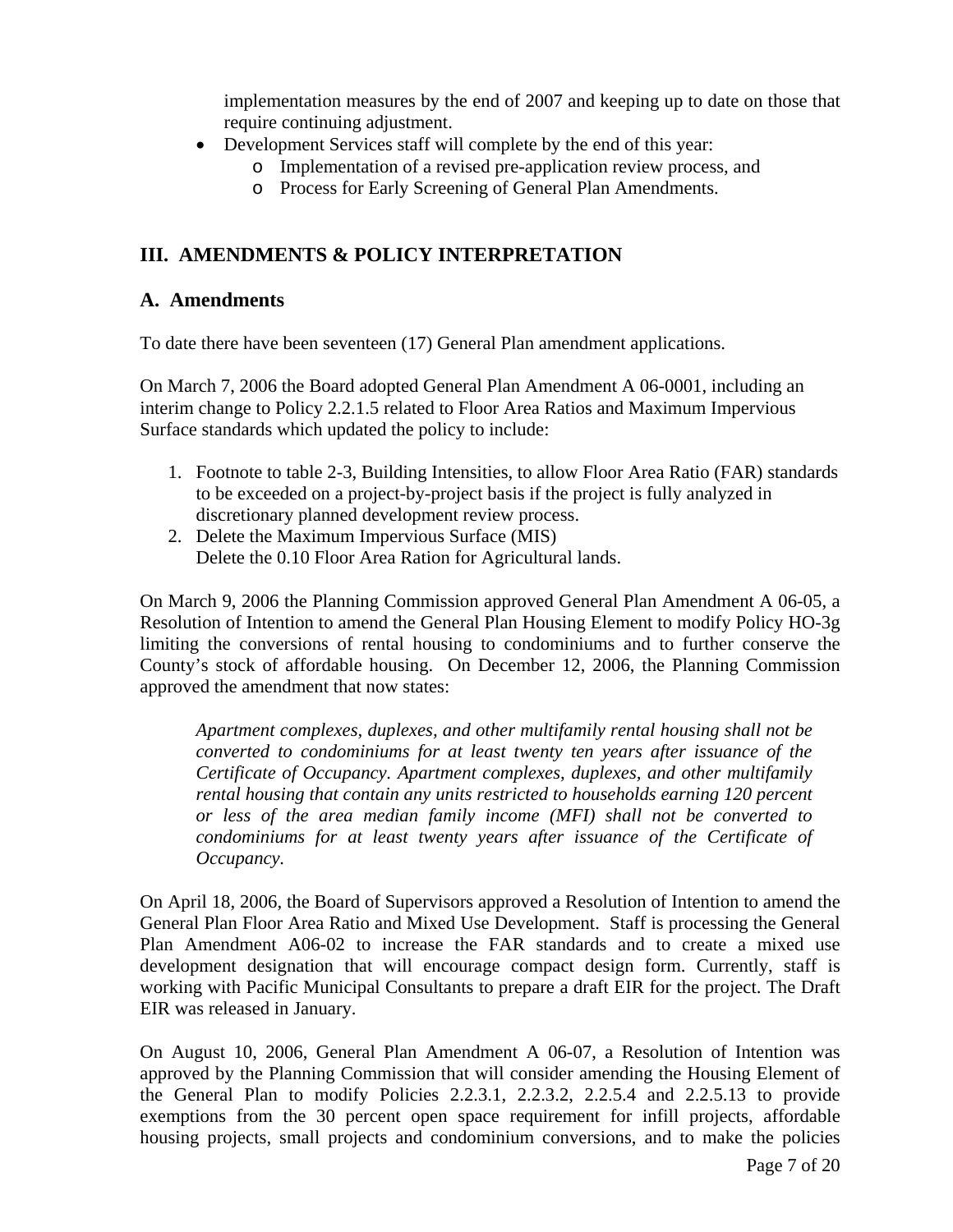implementation measures by the end of 2007 and keeping up to date on those that require continuing adjustment.

- Development Services staff will complete by the end of this year:
    - Implementation of a revised pre-application review process, and
    - Process for Early Screening of General Plan Amendments.

## III. AMENDMENTS & POLICY INTERPRETATION

### A. Amendments

To date there have been seventeen (17) General Plan amendment applications.

On March 7, 2006 the Board adopted General Plan Amendment A 06-0001, including an interim change to Policy 2.2.1.5 related to Floor Area Ratios and Maximum Impervious Surface standards which updated the policy to include:

1. Footnote to table 2-3, Building Intensities, to allow Floor Area Ratio (FAR) standards to be exceeded on a project-by-project basis if the project is fully analyzed in discretionary planned development review process.
2. Delete the Maximum Impervious Surface (MIS)
   Delete the 0.10 Floor Area Ration for Agricultural lands.

On March 9, 2006 the Planning Commission approved General Plan Amendment A 06-05, a Resolution of Intention to amend the General Plan Housing Element to modify Policy HO-3g limiting the conversions of rental housing to condominiums and to further conserve the County's stock of affordable housing. On December 12, 2006, the Planning Commission approved the amendment that now states:

> *Apartment complexes, duplexes, and other multifamily rental housing shall not be converted to condominiums for at least twenty ten years after issuance of the Certificate of Occupancy. Apartment complexes, duplexes, and other multifamily rental housing that contain any units restricted to households earning 120 percent or less of the area median family income (MFI) shall not be converted to condominiums for at least twenty years after issuance of the Certificate of Occupancy.*

On April 18, 2006, the Board of Supervisors approved a Resolution of Intention to amend the General Plan Floor Area Ratio and Mixed Use Development. Staff is processing the General Plan Amendment A06-02 to increase the FAR standards and to create a mixed use development designation that will encourage compact design form. Currently, staff is working with Pacific Municipal Consultants to prepare a draft EIR for the project. The Draft EIR was released in January.

On August 10, 2006, General Plan Amendment A 06-07, a Resolution of Intention was approved by the Planning Commission that will consider amending the Housing Element of the General Plan to modify Policies 2.2.3.1, 2.2.3.2, 2.2.5.4 and 2.2.5.13 to provide exemptions from the 30 percent open space requirement for infill projects, affordable housing projects, small projects and condominium conversions, and to make the policies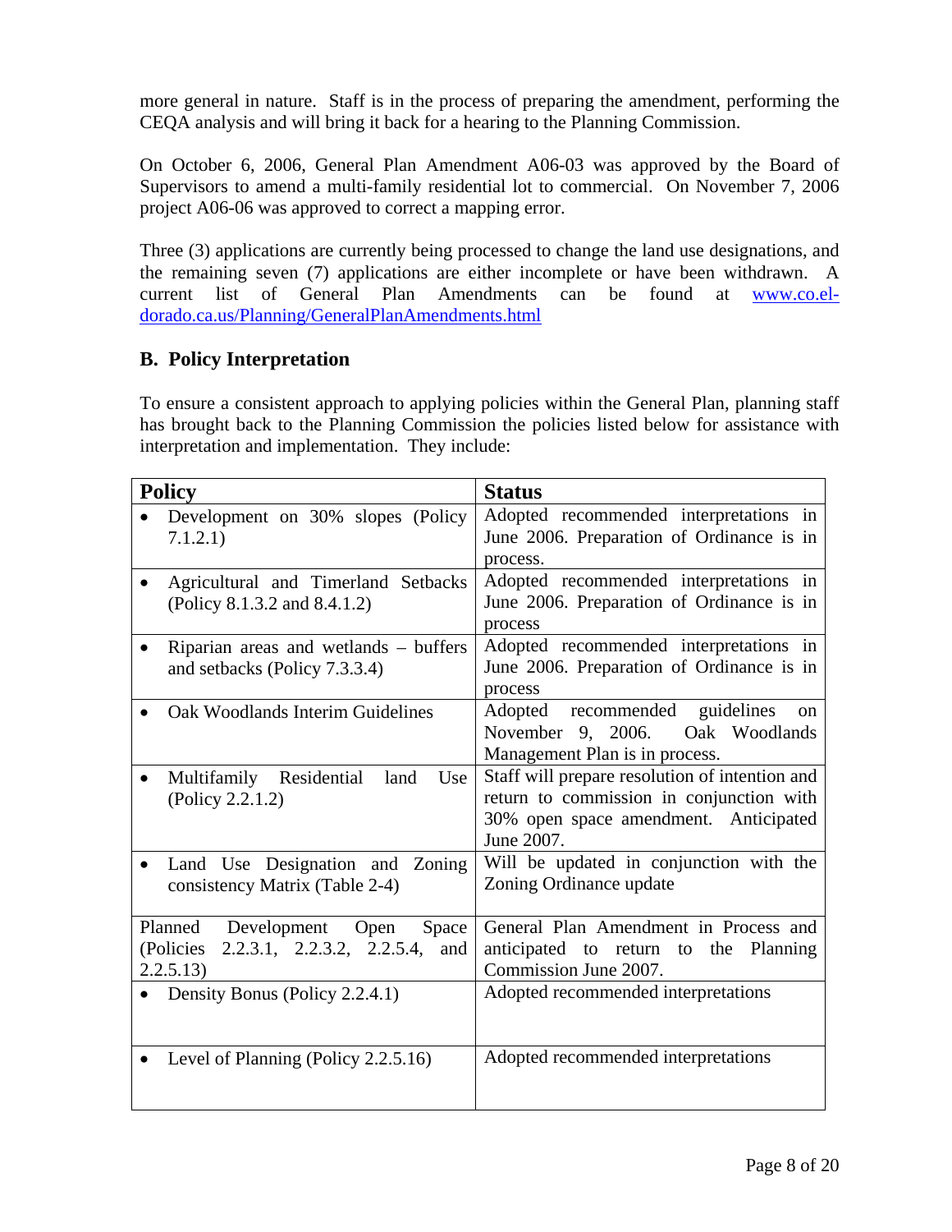more general in nature. Staff is in the process of preparing the amendment, performing the CEQA analysis and will bring it back for a hearing to the Planning Commission.

On October 6, 2006, General Plan Amendment A06-03 was approved by the Board of Supervisors to amend a multi-family residential lot to commercial. On November 7, 2006 project A06-06 was approved to correct a mapping error.

Three (3) applications are currently being processed to change the land use designations, and the remaining seven (7) applications are either incomplete or have been withdrawn. A current list of General Plan Amendments can be found at [www.co.el-dorado.ca.us/Planning/GeneralPlanAmendments.html](www.co.el-dorado.ca.us/Planning/GeneralPlanAmendments.html)

## B. Policy Interpretation

To ensure a consistent approach to applying policies within the General Plan, planning staff has brought back to the Planning Commission the policies listed below for assistance with interpretation and implementation. They include:

| Policy | Status |
|---|---|
| • Development on 30% slopes (Policy 7.1.2.1) | Adopted recommended interpretations in June 2006. Preparation of Ordinance is in process. |
| • Agricultural and Timerland Setbacks (Policy 8.1.3.2 and 8.4.1.2) | Adopted recommended interpretations in June 2006. Preparation of Ordinance is in process |
| • Riparian areas and wetlands – buffers and setbacks (Policy 7.3.3.4) | Adopted recommended interpretations in June 2006. Preparation of Ordinance is in process |
| • Oak Woodlands Interim Guidelines | Adopted recommended guidelines on November 9, 2006. Oak Woodlands Management Plan is in process. |
| • Multifamily Residential land Use (Policy 2.2.1.2) | Staff will prepare resolution of intention and return to commission in conjunction with 30% open space amendment. Anticipated June 2007. |
| • Land Use Designation and Zoning consistency Matrix (Table 2-4) | Will be updated in conjunction with the Zoning Ordinance update |
| Planned Development Open Space (Policies 2.2.3.1, 2.2.3.2, 2.2.5.4, and 2.2.5.13) | General Plan Amendment in Process and anticipated to return to the Planning Commission June 2007. |
| • Density Bonus (Policy 2.2.4.1) | Adopted recommended interpretations |
| • Level of Planning (Policy 2.2.5.16) | Adopted recommended interpretations |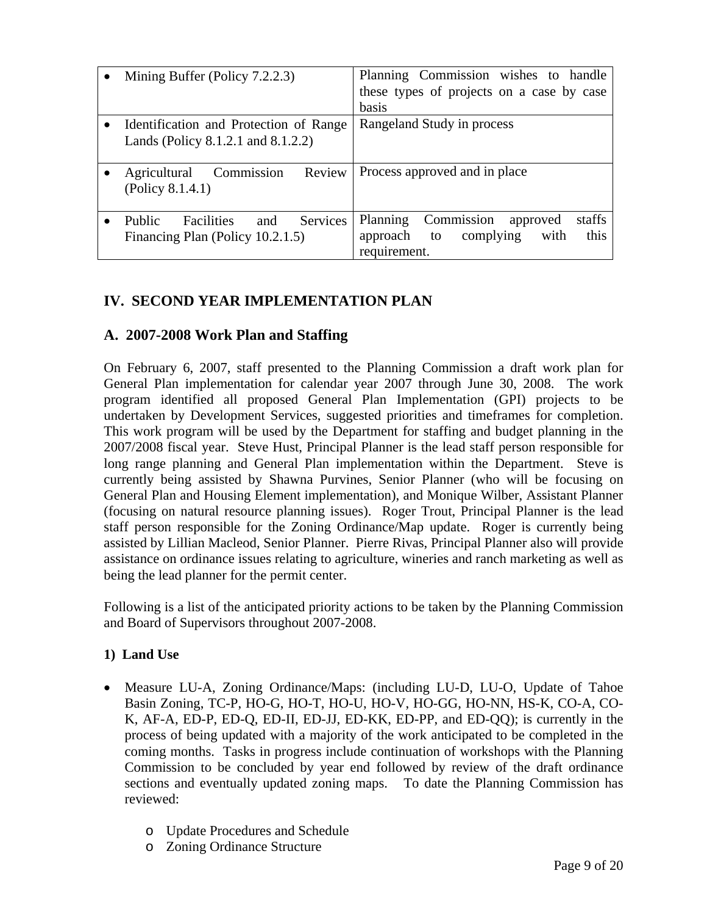| | |
|---|---|
| • Mining Buffer (Policy 7.2.2.3) | Planning Commission wishes to handle these types of projects on a case by case basis |
| • Identification and Protection of Range Lands (Policy 8.1.2.1 and 8.1.2.2) | Rangeland Study in process |
| • Agricultural Commission Review (Policy 8.1.4.1) | Process approved and in place |
| • Public Facilities and Services Financing Plan (Policy 10.2.1.5) | Planning Commission approved staffs approach to complying with this requirement. |

## IV. SECOND YEAR IMPLEMENTATION PLAN

### A. 2007-2008 Work Plan and Staffing

On February 6, 2007, staff presented to the Planning Commission a draft work plan for General Plan implementation for calendar year 2007 through June 30, 2008. The work program identified all proposed General Plan Implementation (GPI) projects to be undertaken by Development Services, suggested priorities and timeframes for completion. This work program will be used by the Department for staffing and budget planning in the 2007/2008 fiscal year. Steve Hust, Principal Planner is the lead staff person responsible for long range planning and General Plan implementation within the Department. Steve is currently being assisted by Shawna Purvines, Senior Planner (who will be focusing on General Plan and Housing Element implementation), and Monique Wilber, Assistant Planner (focusing on natural resource planning issues). Roger Trout, Principal Planner is the lead staff person responsible for the Zoning Ordinance/Map update. Roger is currently being assisted by Lillian Macleod, Senior Planner. Pierre Rivas, Principal Planner also will provide assistance on ordinance issues relating to agriculture, wineries and ranch marketing as well as being the lead planner for the permit center.

Following is a list of the anticipated priority actions to be taken by the Planning Commission and Board of Supervisors throughout 2007-2008.

**1) Land Use**

- Measure LU-A, Zoning Ordinance/Maps: (including LU-D, LU-O, Update of Tahoe Basin Zoning, TC-P, HO-G, HO-T, HO-U, HO-V, HO-GG, HO-NN, HS-K, CO-A, CO-K, AF-A, ED-P, ED-Q, ED-II, ED-JJ, ED-KK, ED-PP, and ED-QQ); is currently in the process of being updated with a majority of the work anticipated to be completed in the coming months. Tasks in progress include continuation of workshops with the Planning Commission to be concluded by year end followed by review of the draft ordinance sections and eventually updated zoning maps. To date the Planning Commission has reviewed:
    - Update Procedures and Schedule
    - Zoning Ordinance Structure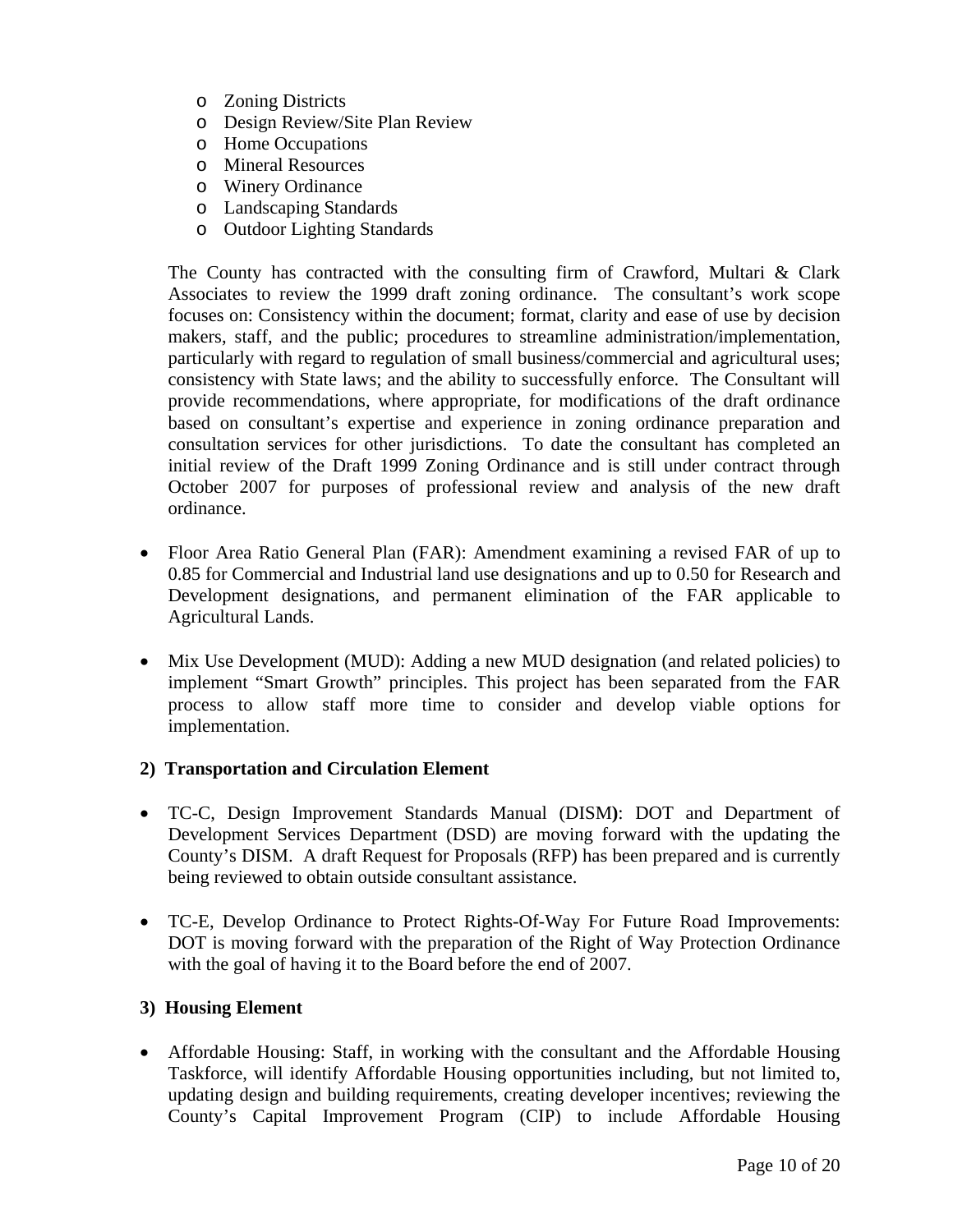- Zoning Districts
    - Design Review/Site Plan Review
    - Home Occupations
    - Mineral Resources
    - Winery Ordinance
    - Landscaping Standards
    - Outdoor Lighting Standards

  The County has contracted with the consulting firm of Crawford, Multari & Clark Associates to review the 1999 draft zoning ordinance. The consultant's work scope focuses on: Consistency within the document; format, clarity and ease of use by decision makers, staff, and the public; procedures to streamline administration/implementation, particularly with regard to regulation of small business/commercial and agricultural uses; consistency with State laws; and the ability to successfully enforce. The Consultant will provide recommendations, where appropriate, for modifications of the draft ordinance based on consultant's expertise and experience in zoning ordinance preparation and consultation services for other jurisdictions. To date the consultant has completed an initial review of the Draft 1999 Zoning Ordinance and is still under contract through October 2007 for purposes of professional review and analysis of the new draft ordinance.

- Floor Area Ratio General Plan (FAR): Amendment examining a revised FAR of up to 0.85 for Commercial and Industrial land use designations and up to 0.50 for Research and Development designations, and permanent elimination of the FAR applicable to Agricultural Lands.

- Mix Use Development (MUD): Adding a new MUD designation (and related policies) to implement "Smart Growth" principles. This project has been separated from the FAR process to allow staff more time to consider and develop viable options for implementation.

**2) Transportation and Circulation Element**

- TC-C, Design Improvement Standards Manual (DISM**)**: DOT and Department of Development Services Department (DSD) are moving forward with the updating the County's DISM. A draft Request for Proposals (RFP) has been prepared and is currently being reviewed to obtain outside consultant assistance.

- TC-E, Develop Ordinance to Protect Rights-Of-Way For Future Road Improvements: DOT is moving forward with the preparation of the Right of Way Protection Ordinance with the goal of having it to the Board before the end of 2007.

**3) Housing Element**

- Affordable Housing: Staff, in working with the consultant and the Affordable Housing Taskforce, will identify Affordable Housing opportunities including, but not limited to, updating design and building requirements, creating developer incentives; reviewing the County's Capital Improvement Program (CIP) to include Affordable Housing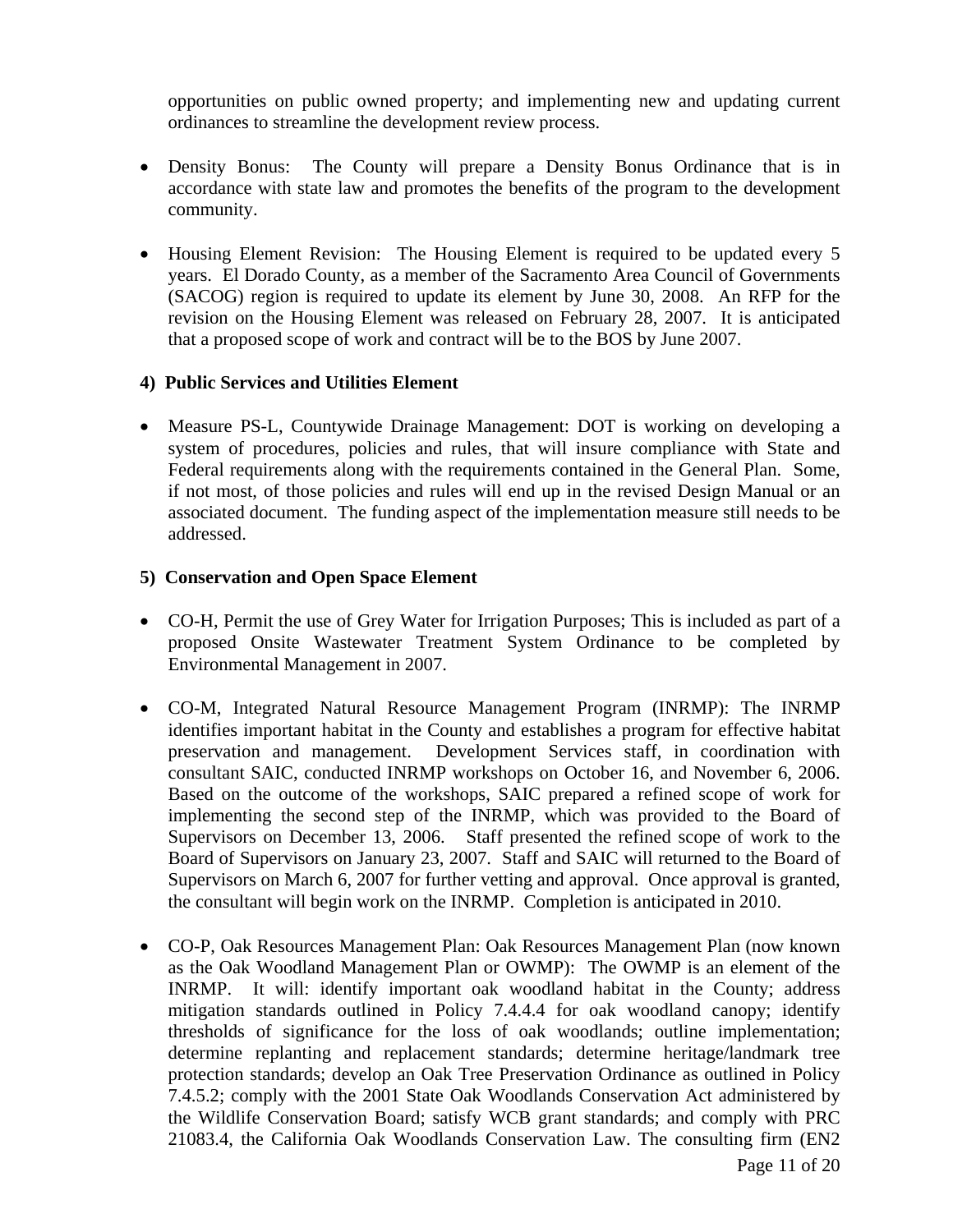opportunities on public owned property; and implementing new and updating current ordinances to streamline the development review process.

- Density Bonus: The County will prepare a Density Bonus Ordinance that is in accordance with state law and promotes the benefits of the program to the development community.

- Housing Element Revision: The Housing Element is required to be updated every 5 years. El Dorado County, as a member of the Sacramento Area Council of Governments (SACOG) region is required to update its element by June 30, 2008. An RFP for the revision on the Housing Element was released on February 28, 2007. It is anticipated that a proposed scope of work and contract will be to the BOS by June 2007.

**4) Public Services and Utilities Element**

- Measure PS-L, Countywide Drainage Management: DOT is working on developing a system of procedures, policies and rules, that will insure compliance with State and Federal requirements along with the requirements contained in the General Plan. Some, if not most, of those policies and rules will end up in the revised Design Manual or an associated document. The funding aspect of the implementation measure still needs to be addressed.

**5) Conservation and Open Space Element**

- CO-H, Permit the use of Grey Water for Irrigation Purposes; This is included as part of a proposed Onsite Wastewater Treatment System Ordinance to be completed by Environmental Management in 2007.

- CO-M, Integrated Natural Resource Management Program (INRMP): The INRMP identifies important habitat in the County and establishes a program for effective habitat preservation and management. Development Services staff, in coordination with consultant SAIC, conducted INRMP workshops on October 16, and November 6, 2006. Based on the outcome of the workshops, SAIC prepared a refined scope of work for implementing the second step of the INRMP, which was provided to the Board of Supervisors on December 13, 2006. Staff presented the refined scope of work to the Board of Supervisors on January 23, 2007. Staff and SAIC will returned to the Board of Supervisors on March 6, 2007 for further vetting and approval. Once approval is granted, the consultant will begin work on the INRMP. Completion is anticipated in 2010.

- CO-P, Oak Resources Management Plan: Oak Resources Management Plan (now known as the Oak Woodland Management Plan or OWMP): The OWMP is an element of the INRMP. It will: identify important oak woodland habitat in the County; address mitigation standards outlined in Policy 7.4.4.4 for oak woodland canopy; identify thresholds of significance for the loss of oak woodlands; outline implementation; determine replanting and replacement standards; determine heritage/landmark tree protection standards; develop an Oak Tree Preservation Ordinance as outlined in Policy 7.4.5.2; comply with the 2001 State Oak Woodlands Conservation Act administered by the Wildlife Conservation Board; satisfy WCB grant standards; and comply with PRC 21083.4, the California Oak Woodlands Conservation Law. The consulting firm (EN2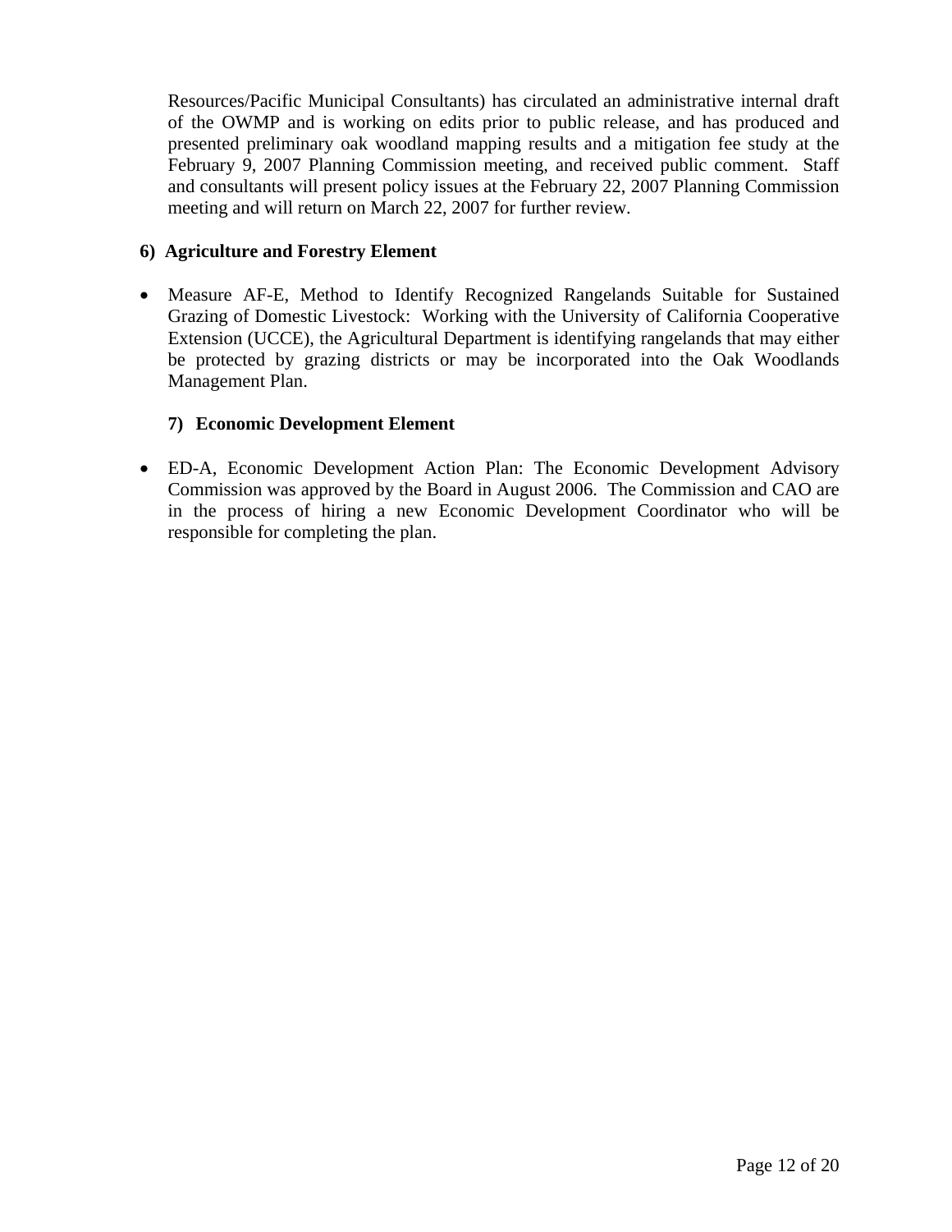Resources/Pacific Municipal Consultants) has circulated an administrative internal draft of the OWMP and is working on edits prior to public release, and has produced and presented preliminary oak woodland mapping results and a mitigation fee study at the February 9, 2007 Planning Commission meeting, and received public comment. Staff and consultants will present policy issues at the February 22, 2007 Planning Commission meeting and will return on March 22, 2007 for further review.

**6) Agriculture and Forestry Element**

- Measure AF-E, Method to Identify Recognized Rangelands Suitable for Sustained Grazing of Domestic Livestock: Working with the University of California Cooperative Extension (UCCE), the Agricultural Department is identifying rangelands that may either be protected by grazing districts or may be incorporated into the Oak Woodlands Management Plan.

**7) Economic Development Element**

- ED-A, Economic Development Action Plan: The Economic Development Advisory Commission was approved by the Board in August 2006. The Commission and CAO are in the process of hiring a new Economic Development Coordinator who will be responsible for completing the plan.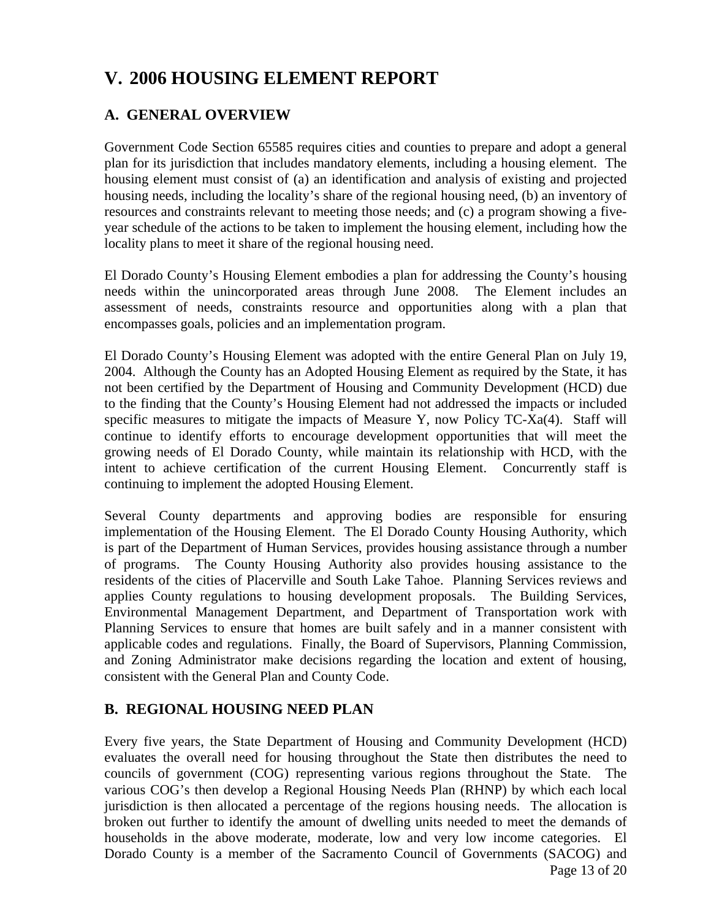# V. 2006 HOUSING ELEMENT REPORT

## A. GENERAL OVERVIEW

Government Code Section 65585 requires cities and counties to prepare and adopt a general plan for its jurisdiction that includes mandatory elements, including a housing element. The housing element must consist of (a) an identification and analysis of existing and projected housing needs, including the locality's share of the regional housing need, (b) an inventory of resources and constraints relevant to meeting those needs; and (c) a program showing a five-year schedule of the actions to be taken to implement the housing element, including how the locality plans to meet it share of the regional housing need.

El Dorado County's Housing Element embodies a plan for addressing the County's housing needs within the unincorporated areas through June 2008. The Element includes an assessment of needs, constraints resource and opportunities along with a plan that encompasses goals, policies and an implementation program.

El Dorado County's Housing Element was adopted with the entire General Plan on July 19, 2004. Although the County has an Adopted Housing Element as required by the State, it has not been certified by the Department of Housing and Community Development (HCD) due to the finding that the County's Housing Element had not addressed the impacts or included specific measures to mitigate the impacts of Measure Y, now Policy TC-Xa(4). Staff will continue to identify efforts to encourage development opportunities that will meet the growing needs of El Dorado County, while maintain its relationship with HCD, with the intent to achieve certification of the current Housing Element. Concurrently staff is continuing to implement the adopted Housing Element.

Several County departments and approving bodies are responsible for ensuring implementation of the Housing Element. The El Dorado County Housing Authority, which is part of the Department of Human Services, provides housing assistance through a number of programs. The County Housing Authority also provides housing assistance to the residents of the cities of Placerville and South Lake Tahoe. Planning Services reviews and applies County regulations to housing development proposals. The Building Services, Environmental Management Department, and Department of Transportation work with Planning Services to ensure that homes are built safely and in a manner consistent with applicable codes and regulations. Finally, the Board of Supervisors, Planning Commission, and Zoning Administrator make decisions regarding the location and extent of housing, consistent with the General Plan and County Code.

## B. REGIONAL HOUSING NEED PLAN

Every five years, the State Department of Housing and Community Development (HCD) evaluates the overall need for housing throughout the State then distributes the need to councils of government (COG) representing various regions throughout the State. The various COG's then develop a Regional Housing Needs Plan (RHNP) by which each local jurisdiction is then allocated a percentage of the regions housing needs. The allocation is broken out further to identify the amount of dwelling units needed to meet the demands of households in the above moderate, moderate, low and very low income categories. El Dorado County is a member of the Sacramento Council of Governments (SACOG) and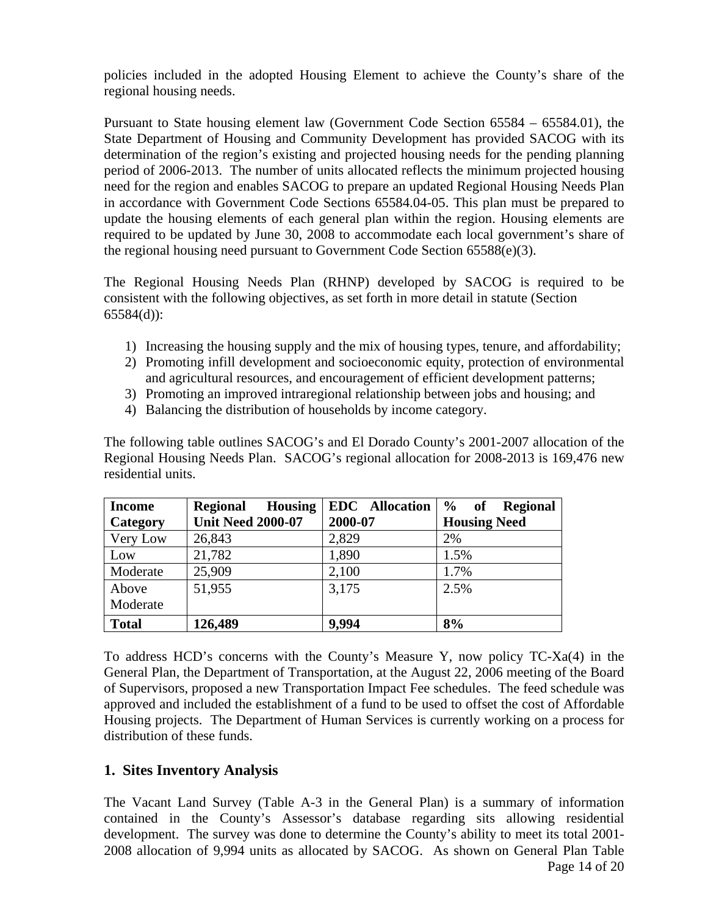policies included in the adopted Housing Element to achieve the County's share of the regional housing needs.

Pursuant to State housing element law (Government Code Section 65584 – 65584.01), the State Department of Housing and Community Development has provided SACOG with its determination of the region's existing and projected housing needs for the pending planning period of 2006-2013. The number of units allocated reflects the minimum projected housing need for the region and enables SACOG to prepare an updated Regional Housing Needs Plan in accordance with Government Code Sections 65584.04-05. This plan must be prepared to update the housing elements of each general plan within the region. Housing elements are required to be updated by June 30, 2008 to accommodate each local government's share of the regional housing need pursuant to Government Code Section 65588(e)(3).

The Regional Housing Needs Plan (RHNP) developed by SACOG is required to be consistent with the following objectives, as set forth in more detail in statute (Section 65584(d)):

1) Increasing the housing supply and the mix of housing types, tenure, and affordability;
2) Promoting infill development and socioeconomic equity, protection of environmental and agricultural resources, and encouragement of efficient development patterns;
3) Promoting an improved intraregional relationship between jobs and housing; and
4) Balancing the distribution of households by income category.

The following table outlines SACOG's and El Dorado County's 2001-2007 allocation of the Regional Housing Needs Plan. SACOG's regional allocation for 2008-2013 is 169,476 new residential units.

| **Income Category** | **Regional Housing Unit Need 2000-07** | **EDC Allocation 2000-07** | **% of Regional Housing Need** |
|---|---|---|---|
| Very Low | 26,843 | 2,829 | 2% |
| Low | 21,782 | 1,890 | 1.5% |
| Moderate | 25,909 | 2,100 | 1.7% |
| Above Moderate | 51,955 | 3,175 | 2.5% |
| **Total** | **126,489** | **9,994** | **8%** |

To address HCD's concerns with the County's Measure Y, now policy TC-Xa(4) in the General Plan, the Department of Transportation, at the August 22, 2006 meeting of the Board of Supervisors, proposed a new Transportation Impact Fee schedules. The feed schedule was approved and included the establishment of a fund to be used to offset the cost of Affordable Housing projects. The Department of Human Services is currently working on a process for distribution of these funds.

## 1. Sites Inventory Analysis

The Vacant Land Survey (Table A-3 in the General Plan) is a summary of information contained in the County's Assessor's database regarding sits allowing residential development. The survey was done to determine the County's ability to meet its total 2001-2008 allocation of 9,994 units as allocated by SACOG. As shown on General Plan Table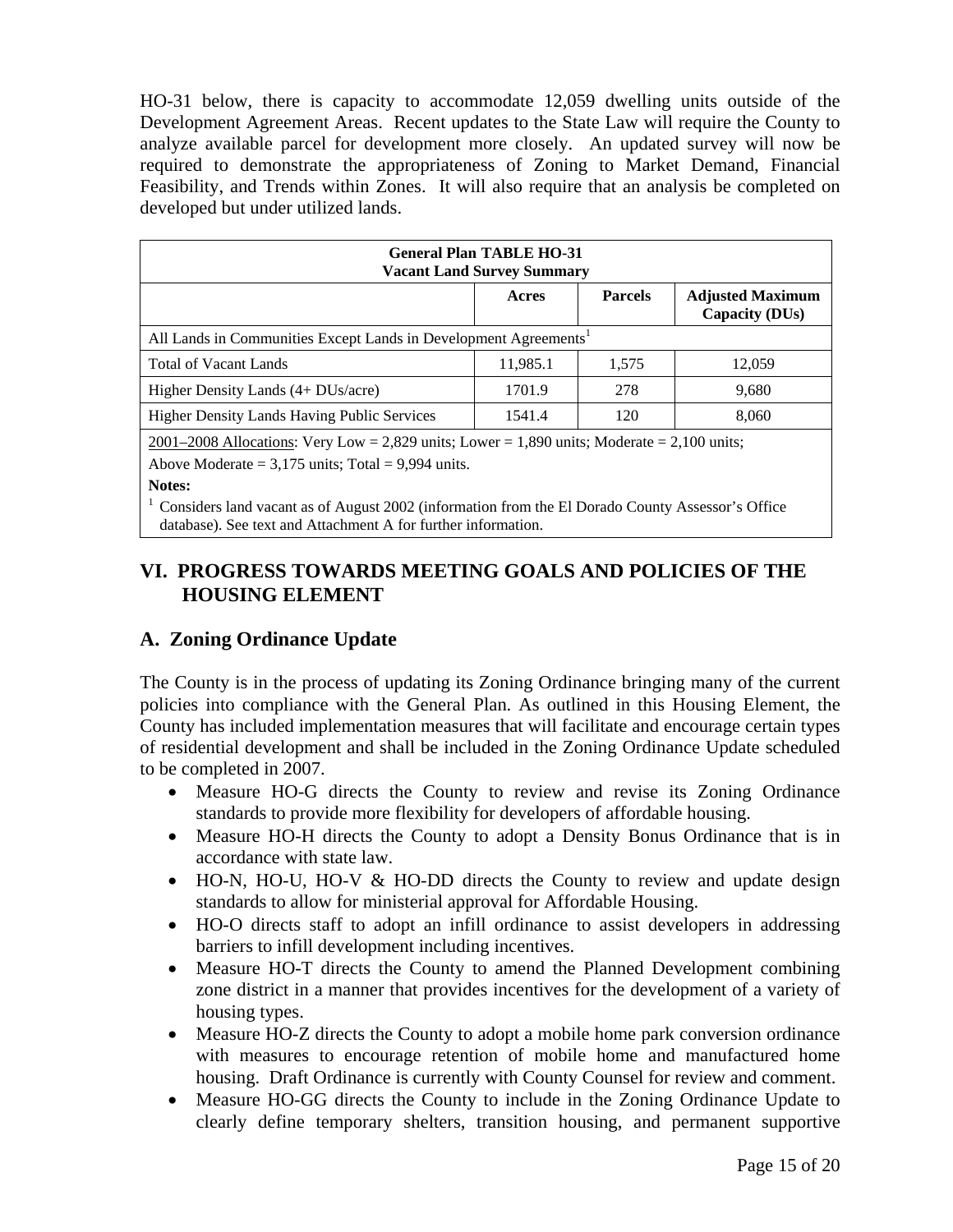HO-31 below, there is capacity to accommodate 12,059 dwelling units outside of the Development Agreement Areas. Recent updates to the State Law will require the County to analyze available parcel for development more closely. An updated survey will now be required to demonstrate the appropriateness of Zoning to Market Demand, Financial Feasibility, and Trends within Zones. It will also require that an analysis be completed on developed but under utilized lands.

| **General Plan TABLE HO-31 Vacant Land Survey Summary** | | | |
|---|---|---|---|
| | **Acres** | **Parcels** | **Adjusted Maximum Capacity (DUs)** |
| All Lands in Communities Except Lands in Development Agreements[1] | | | |
| Total of Vacant Lands | 11,985.1 | 1,575 | 12,059 |
| Higher Density Lands (4+ DUs/acre) | 1701.9 | 278 | 9,680 |
| Higher Density Lands Having Public Services | 1541.4 | 120 | 8,060 |
| 2001–2008 Allocations: Very Low = 2,829 units; Lower = 1,890 units; Moderate = 2,100 units; Above Moderate = 3,175 units; Total = 9,994 units. | | | |
| **Notes:** [1] Considers land vacant as of August 2002 (information from the El Dorado County Assessor's Office database). See text and Attachment A for further information. | | | |

## VI. PROGRESS TOWARDS MEETING GOALS AND POLICIES OF THE HOUSING ELEMENT

### A. Zoning Ordinance Update

The County is in the process of updating its Zoning Ordinance bringing many of the current policies into compliance with the General Plan. As outlined in this Housing Element, the County has included implementation measures that will facilitate and encourage certain types of residential development and shall be included in the Zoning Ordinance Update scheduled to be completed in 2007.

- Measure HO-G directs the County to review and revise its Zoning Ordinance standards to provide more flexibility for developers of affordable housing.
- Measure HO-H directs the County to adopt a Density Bonus Ordinance that is in accordance with state law.
- HO-N, HO-U, HO-V & HO-DD directs the County to review and update design standards to allow for ministerial approval for Affordable Housing.
- HO-O directs staff to adopt an infill ordinance to assist developers in addressing barriers to infill development including incentives.
- Measure HO-T directs the County to amend the Planned Development combining zone district in a manner that provides incentives for the development of a variety of housing types.
- Measure HO-Z directs the County to adopt a mobile home park conversion ordinance with measures to encourage retention of mobile home and manufactured home housing. Draft Ordinance is currently with County Counsel for review and comment.
- Measure HO-GG directs the County to include in the Zoning Ordinance Update to clearly define temporary shelters, transition housing, and permanent supportive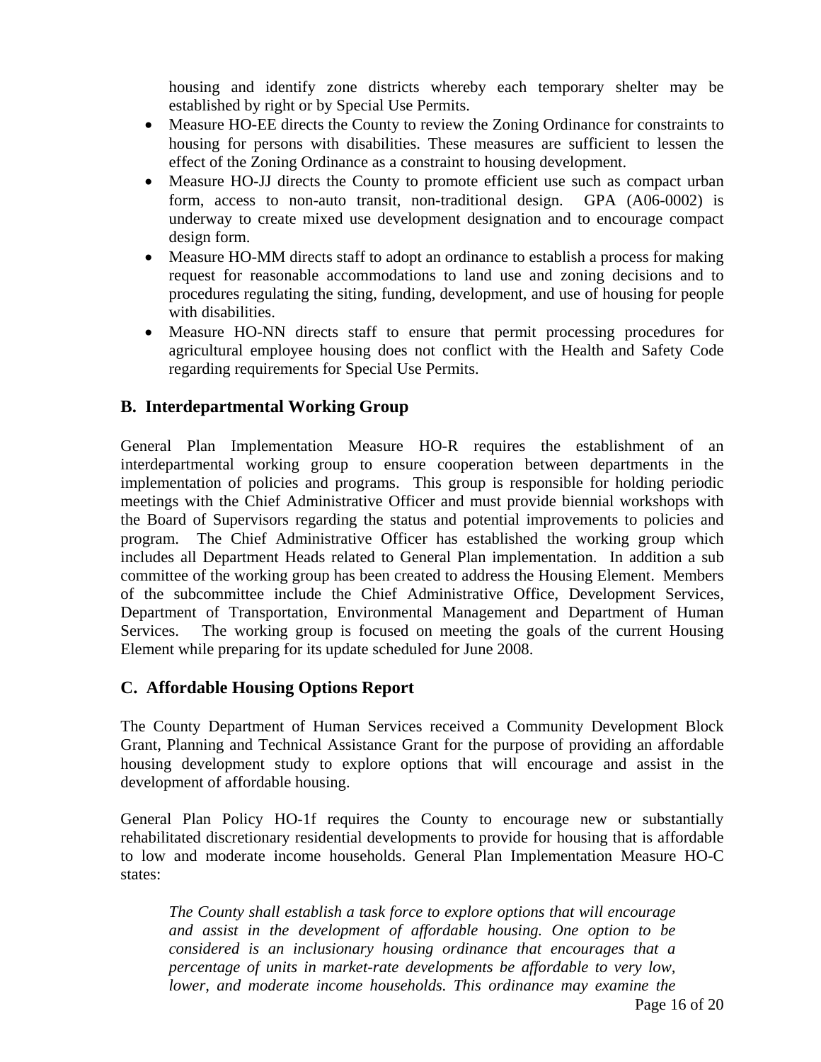housing and identify zone districts whereby each temporary shelter may be established by right or by Special Use Permits.

- Measure HO-EE directs the County to review the Zoning Ordinance for constraints to housing for persons with disabilities. These measures are sufficient to lessen the effect of the Zoning Ordinance as a constraint to housing development.
- Measure HO-JJ directs the County to promote efficient use such as compact urban form, access to non-auto transit, non-traditional design. GPA (A06-0002) is underway to create mixed use development designation and to encourage compact design form.
- Measure HO-MM directs staff to adopt an ordinance to establish a process for making request for reasonable accommodations to land use and zoning decisions and to procedures regulating the siting, funding, development, and use of housing for people with disabilities.
- Measure HO-NN directs staff to ensure that permit processing procedures for agricultural employee housing does not conflict with the Health and Safety Code regarding requirements for Special Use Permits.

## B. Interdepartmental Working Group

General Plan Implementation Measure HO-R requires the establishment of an interdepartmental working group to ensure cooperation between departments in the implementation of policies and programs. This group is responsible for holding periodic meetings with the Chief Administrative Officer and must provide biennial workshops with the Board of Supervisors regarding the status and potential improvements to policies and program. The Chief Administrative Officer has established the working group which includes all Department Heads related to General Plan implementation. In addition a sub committee of the working group has been created to address the Housing Element. Members of the subcommittee include the Chief Administrative Office, Development Services, Department of Transportation, Environmental Management and Department of Human Services. The working group is focused on meeting the goals of the current Housing Element while preparing for its update scheduled for June 2008.

## C. Affordable Housing Options Report

The County Department of Human Services received a Community Development Block Grant, Planning and Technical Assistance Grant for the purpose of providing an affordable housing development study to explore options that will encourage and assist in the development of affordable housing.

General Plan Policy HO-1f requires the County to encourage new or substantially rehabilitated discretionary residential developments to provide for housing that is affordable to low and moderate income households. General Plan Implementation Measure HO-C states:

> *The County shall establish a task force to explore options that will encourage and assist in the development of affordable housing. One option to be considered is an inclusionary housing ordinance that encourages that a percentage of units in market-rate developments be affordable to very low, lower, and moderate income households. This ordinance may examine the*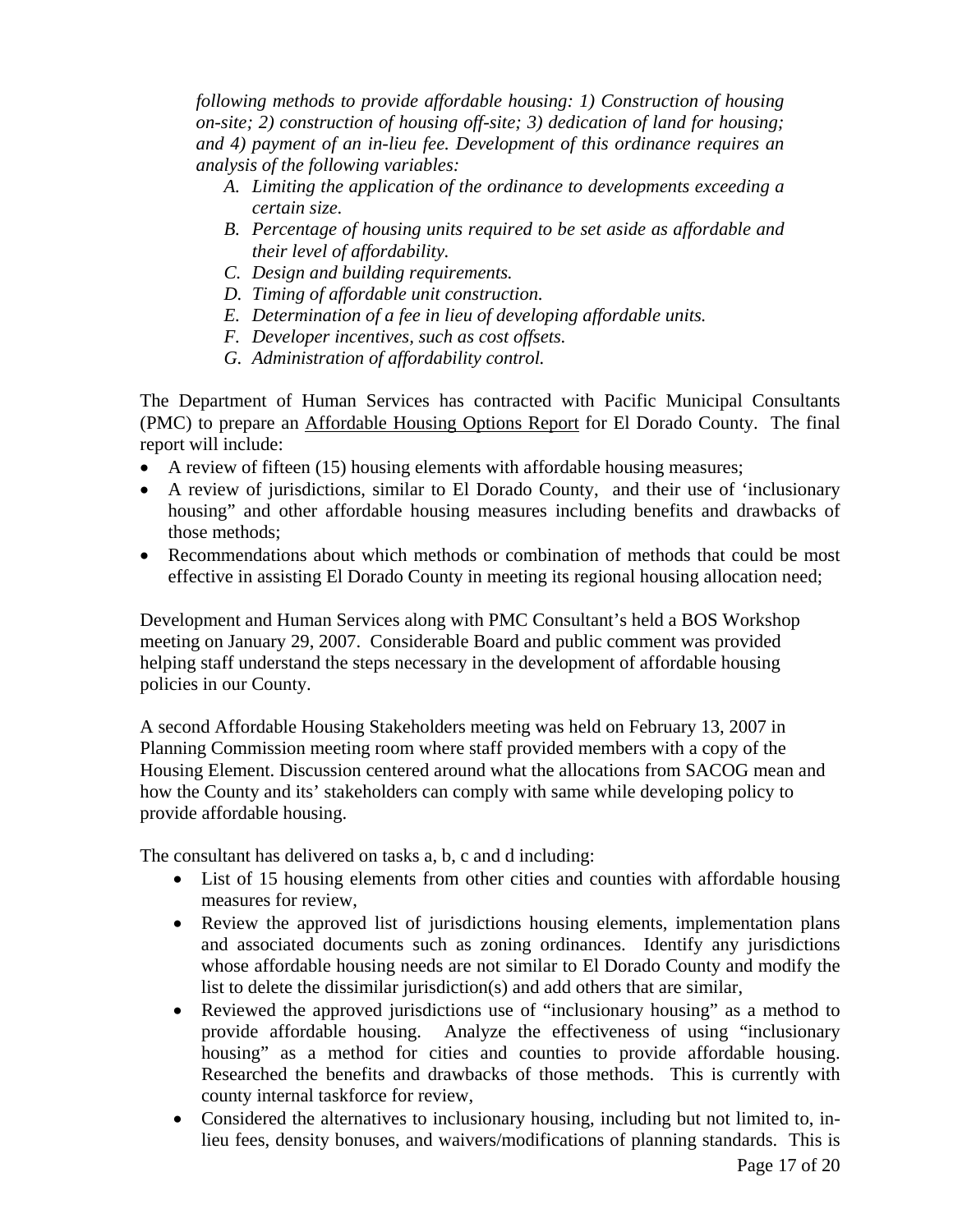*following methods to provide affordable housing: 1) Construction of housing on-site; 2) construction of housing off-site; 3) dedication of land for housing; and 4) payment of an in-lieu fee. Development of this ordinance requires an analysis of the following variables:*

*A. Limiting the application of the ordinance to developments exceeding a certain size.*

*B. Percentage of housing units required to be set aside as affordable and their level of affordability.*

*C. Design and building requirements.*

*D. Timing of affordable unit construction.*

*E. Determination of a fee in lieu of developing affordable units.*

*F. Developer incentives, such as cost offsets.*

*G. Administration of affordability control.*

The Department of Human Services has contracted with Pacific Municipal Consultants (PMC) to prepare an Affordable Housing Options Report for El Dorado County. The final report will include:

- A review of fifteen (15) housing elements with affordable housing measures;
- A review of jurisdictions, similar to El Dorado County, and their use of 'inclusionary housing" and other affordable housing measures including benefits and drawbacks of those methods;
- Recommendations about which methods or combination of methods that could be most effective in assisting El Dorado County in meeting its regional housing allocation need;

Development and Human Services along with PMC Consultant's held a BOS Workshop meeting on January 29, 2007. Considerable Board and public comment was provided helping staff understand the steps necessary in the development of affordable housing policies in our County.

A second Affordable Housing Stakeholders meeting was held on February 13, 2007 in Planning Commission meeting room where staff provided members with a copy of the Housing Element. Discussion centered around what the allocations from SACOG mean and how the County and its' stakeholders can comply with same while developing policy to provide affordable housing.

The consultant has delivered on tasks a, b, c and d including:

- List of 15 housing elements from other cities and counties with affordable housing measures for review,
- Review the approved list of jurisdictions housing elements, implementation plans and associated documents such as zoning ordinances. Identify any jurisdictions whose affordable housing needs are not similar to El Dorado County and modify the list to delete the dissimilar jurisdiction(s) and add others that are similar,
- Reviewed the approved jurisdictions use of "inclusionary housing" as a method to provide affordable housing. Analyze the effectiveness of using "inclusionary housing" as a method for cities and counties to provide affordable housing. Researched the benefits and drawbacks of those methods. This is currently with county internal taskforce for review,
- Considered the alternatives to inclusionary housing, including but not limited to, in-lieu fees, density bonuses, and waivers/modifications of planning standards. This is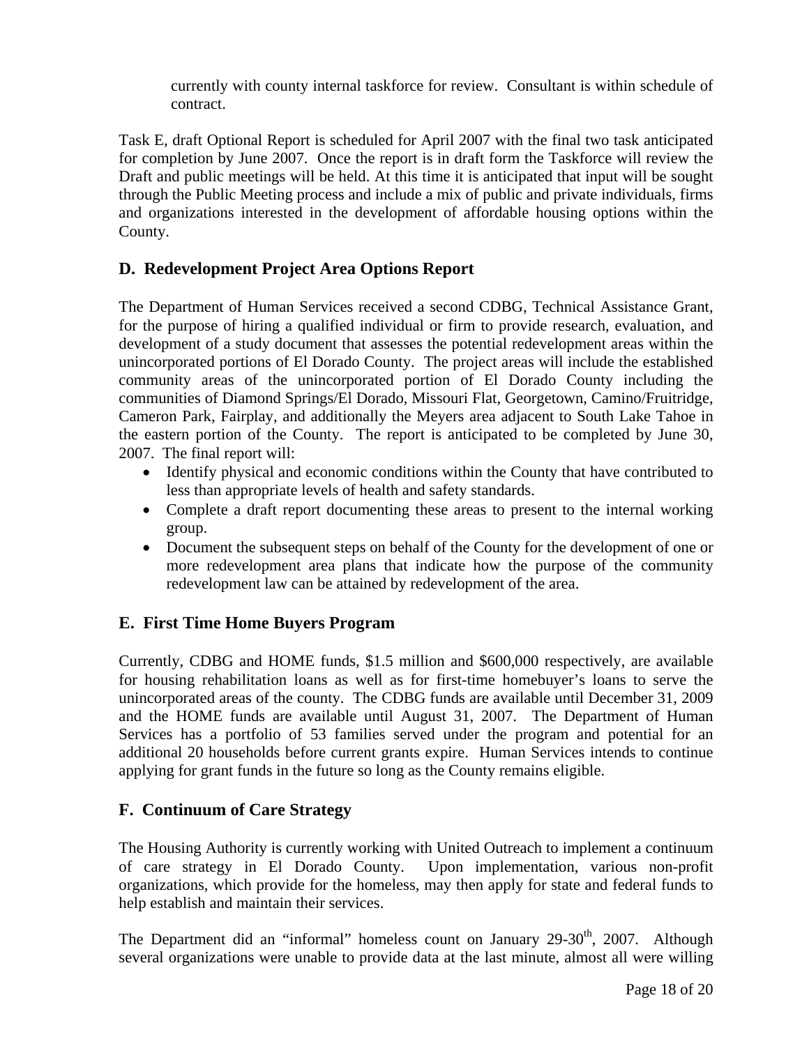currently with county internal taskforce for review. Consultant is within schedule of contract.

Task E, draft Optional Report is scheduled for April 2007 with the final two task anticipated for completion by June 2007. Once the report is in draft form the Taskforce will review the Draft and public meetings will be held. At this time it is anticipated that input will be sought through the Public Meeting process and include a mix of public and private individuals, firms and organizations interested in the development of affordable housing options within the County.

## D. Redevelopment Project Area Options Report

The Department of Human Services received a second CDBG, Technical Assistance Grant, for the purpose of hiring a qualified individual or firm to provide research, evaluation, and development of a study document that assesses the potential redevelopment areas within the unincorporated portions of El Dorado County. The project areas will include the established community areas of the unincorporated portion of El Dorado County including the communities of Diamond Springs/El Dorado, Missouri Flat, Georgetown, Camino/Fruitridge, Cameron Park, Fairplay, and additionally the Meyers area adjacent to South Lake Tahoe in the eastern portion of the County. The report is anticipated to be completed by June 30, 2007. The final report will:

- Identify physical and economic conditions within the County that have contributed to less than appropriate levels of health and safety standards.
- Complete a draft report documenting these areas to present to the internal working group.
- Document the subsequent steps on behalf of the County for the development of one or more redevelopment area plans that indicate how the purpose of the community redevelopment law can be attained by redevelopment of the area.

## E. First Time Home Buyers Program

Currently, CDBG and HOME funds, $1.5 million and $600,000 respectively, are available for housing rehabilitation loans as well as for first-time homebuyer's loans to serve the unincorporated areas of the county. The CDBG funds are available until December 31, 2009 and the HOME funds are available until August 31, 2007. The Department of Human Services has a portfolio of 53 families served under the program and potential for an additional 20 households before current grants expire. Human Services intends to continue applying for grant funds in the future so long as the County remains eligible.

## F. Continuum of Care Strategy

The Housing Authority is currently working with United Outreach to implement a continuum of care strategy in El Dorado County. Upon implementation, various non-profit organizations, which provide for the homeless, may then apply for state and federal funds to help establish and maintain their services.

The Department did an "informal" homeless count on January 29-30th, 2007. Although several organizations were unable to provide data at the last minute, almost all were willing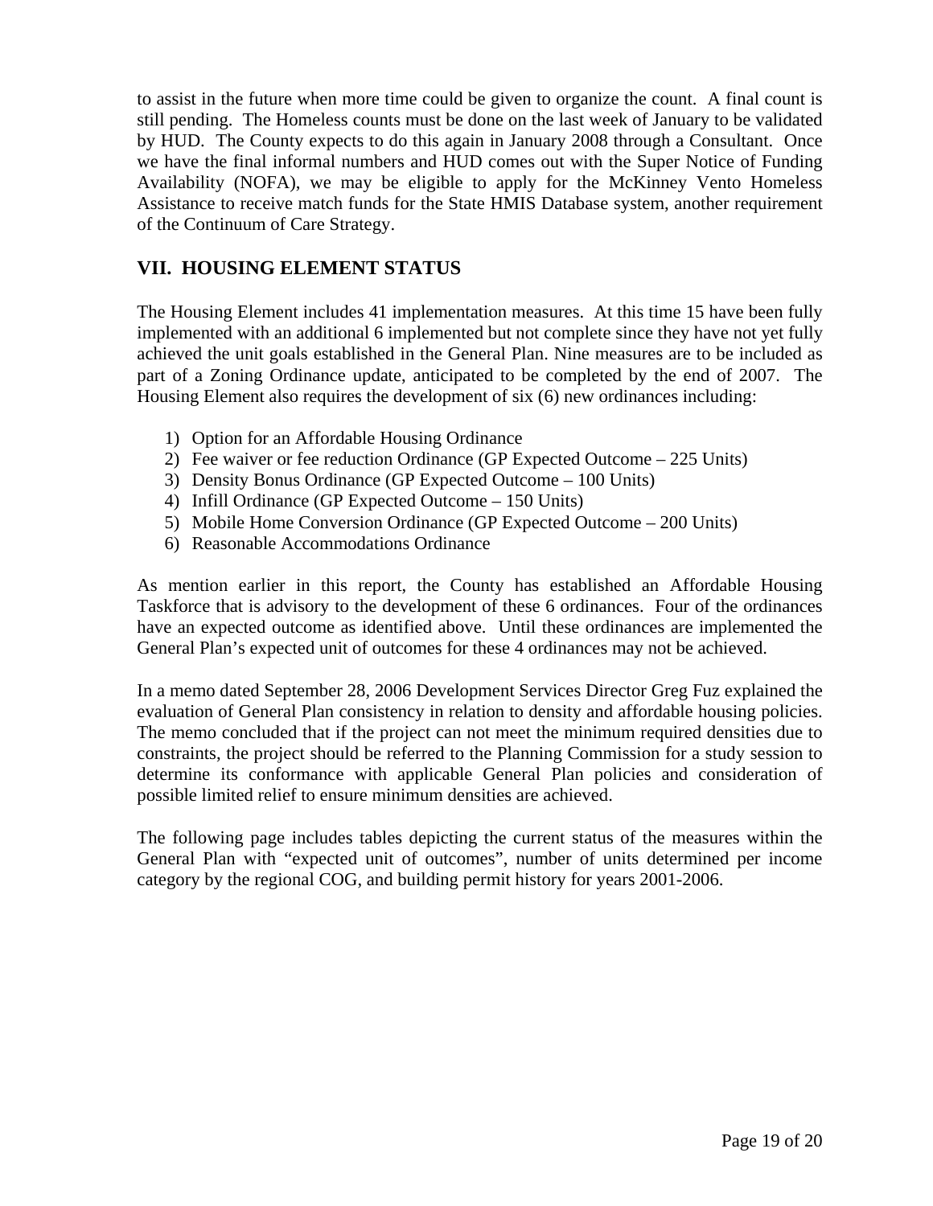to assist in the future when more time could be given to organize the count. A final count is still pending. The Homeless counts must be done on the last week of January to be validated by HUD. The County expects to do this again in January 2008 through a Consultant. Once we have the final informal numbers and HUD comes out with the Super Notice of Funding Availability (NOFA), we may be eligible to apply for the McKinney Vento Homeless Assistance to receive match funds for the State HMIS Database system, another requirement of the Continuum of Care Strategy.

## VII. HOUSING ELEMENT STATUS

The Housing Element includes 41 implementation measures. At this time 15 have been fully implemented with an additional 6 implemented but not complete since they have not yet fully achieved the unit goals established in the General Plan. Nine measures are to be included as part of a Zoning Ordinance update, anticipated to be completed by the end of 2007. The Housing Element also requires the development of six (6) new ordinances including:

1) Option for an Affordable Housing Ordinance
2) Fee waiver or fee reduction Ordinance (GP Expected Outcome – 225 Units)
3) Density Bonus Ordinance (GP Expected Outcome – 100 Units)
4) Infill Ordinance (GP Expected Outcome – 150 Units)
5) Mobile Home Conversion Ordinance (GP Expected Outcome – 200 Units)
6) Reasonable Accommodations Ordinance

As mention earlier in this report, the County has established an Affordable Housing Taskforce that is advisory to the development of these 6 ordinances. Four of the ordinances have an expected outcome as identified above. Until these ordinances are implemented the General Plan's expected unit of outcomes for these 4 ordinances may not be achieved.

In a memo dated September 28, 2006 Development Services Director Greg Fuz explained the evaluation of General Plan consistency in relation to density and affordable housing policies. The memo concluded that if the project can not meet the minimum required densities due to constraints, the project should be referred to the Planning Commission for a study session to determine its conformance with applicable General Plan policies and consideration of possible limited relief to ensure minimum densities are achieved.

The following page includes tables depicting the current status of the measures within the General Plan with "expected unit of outcomes", number of units determined per income category by the regional COG, and building permit history for years 2001-2006.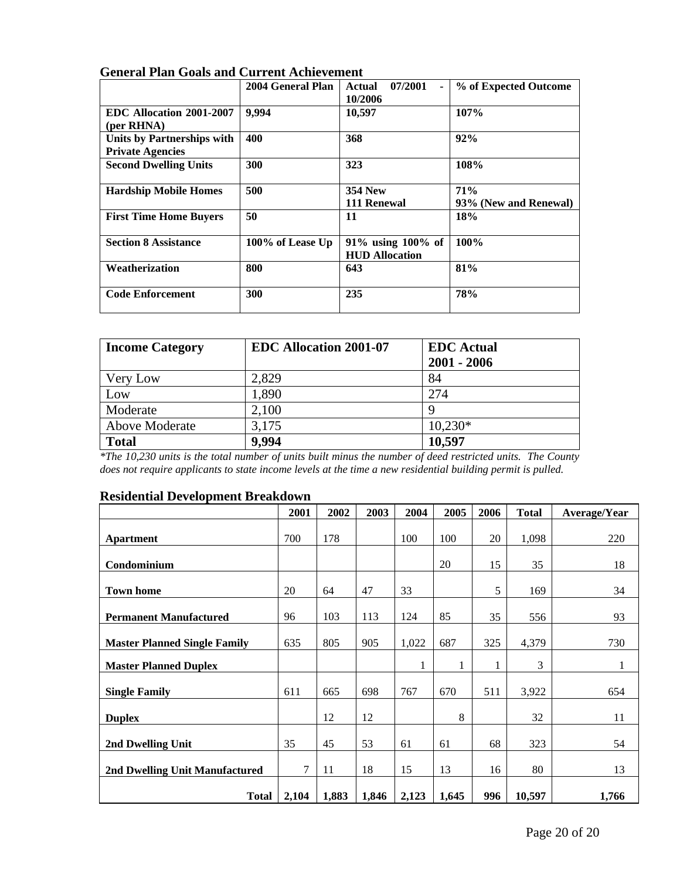## General Plan Goals and Current Achievement

| | 2004 General Plan | Actual 07/2001 - 10/2006 | % of Expected Outcome |
|---|---|---|---|
| **EDC Allocation 2001-2007 (per RHNA)** | **9,994** | **10,597** | **107%** |
| **Units by Partnerships with Private Agencies** | **400** | **368** | **92%** |
| **Second Dwelling Units** | **300** | **323** | **108%** |
| **Hardship Mobile Homes** | **500** | **354 New**<br>**111 Renewal** | **71%**<br>**93% (New and Renewal)** |
| **First Time Home Buyers** | **50** | **11** | **18%** |
| **Section 8 Assistance** | **100% of Lease Up** | **91% using 100% of HUD Allocation** | **100%** |
| **Weatherization** | **800** | **643** | **81%** |
| **Code Enforcement** | **300** | **235** | **78%** |

| Income Category | EDC Allocation 2001-07 | EDC Actual 2001 - 2006 |
|---|---|---|
| Very Low | 2,829 | 84 |
| Low | 1,890 | 274 |
| Moderate | 2,100 | 9 |
| Above Moderate | 3,175 | 10,230* |
| **Total** | **9,994** | **10,597** |

*\*The 10,230 units is the total number of units built minus the number of deed restricted units. The County does not require applicants to state income levels at the time a new residential building permit is pulled.*

## Residential Development Breakdown

| | 2001 | 2002 | 2003 | 2004 | 2005 | 2006 | Total | Average/Year |
|---|---|---|---|---|---|---|---|---|
| **Apartment** | 700 | 178 | | 100 | 100 | 20 | 1,098 | 220 |
| **Condominium** | | | | | 20 | 15 | 35 | 18 |
| **Town home** | 20 | 64 | 47 | 33 | | 5 | 169 | 34 |
| **Permanent Manufactured** | 96 | 103 | 113 | 124 | 85 | 35 | 556 | 93 |
| **Master Planned Single Family** | 635 | 805 | 905 | 1,022 | 687 | 325 | 4,379 | 730 |
| **Master Planned Duplex** | | | | 1 | 1 | 1 | 3 | 1 |
| **Single Family** | 611 | 665 | 698 | 767 | 670 | 511 | 3,922 | 654 |
| **Duplex** | | 12 | 12 | | 8 | | 32 | 11 |
| **2nd Dwelling Unit** | 35 | 45 | 53 | 61 | 61 | 68 | 323 | 54 |
| **2nd Dwelling Unit Manufactured** | 7 | 11 | 18 | 15 | 13 | 16 | 80 | 13 |
| **Total** | **2,104** | **1,883** | **1,846** | **2,123** | **1,645** | **996** | **10,597** | **1,766** |